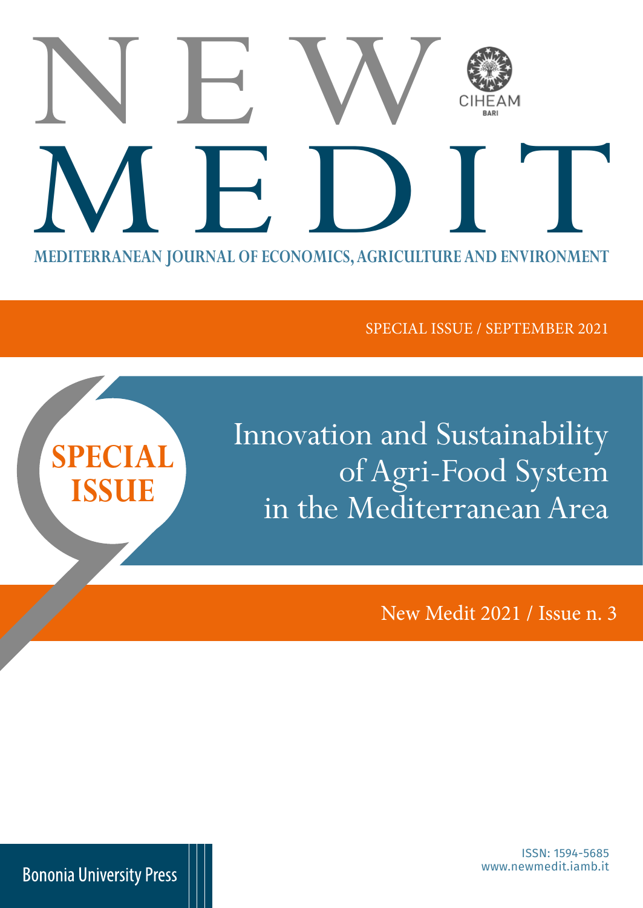# NEW MEDIT

CIHEAM BARI

MEDITERRANEAN JOURNAL OF ECONOMICS, AGRICULTURE AND ENVIRONMENT

SPECIAL ISSUE / SEPTEMBER 2021

**SPECIAL ISSUE**

## Innovation and Sustainability of Agri-Food System in the Mediterranean Area

New Medit 2021 / Issue n. 3

Bononia University Press

ISSN: 1594-5685
www.newmedit.iamb.it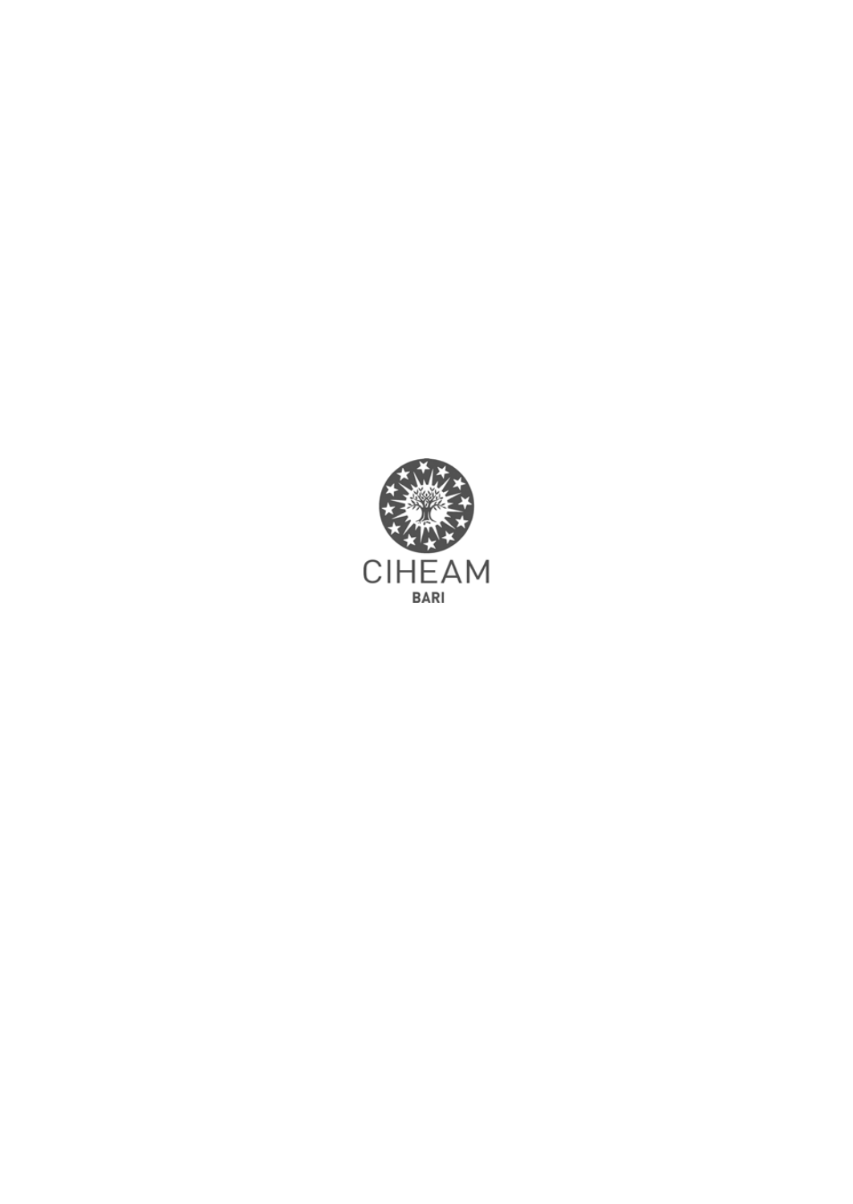CIHEAM

BARI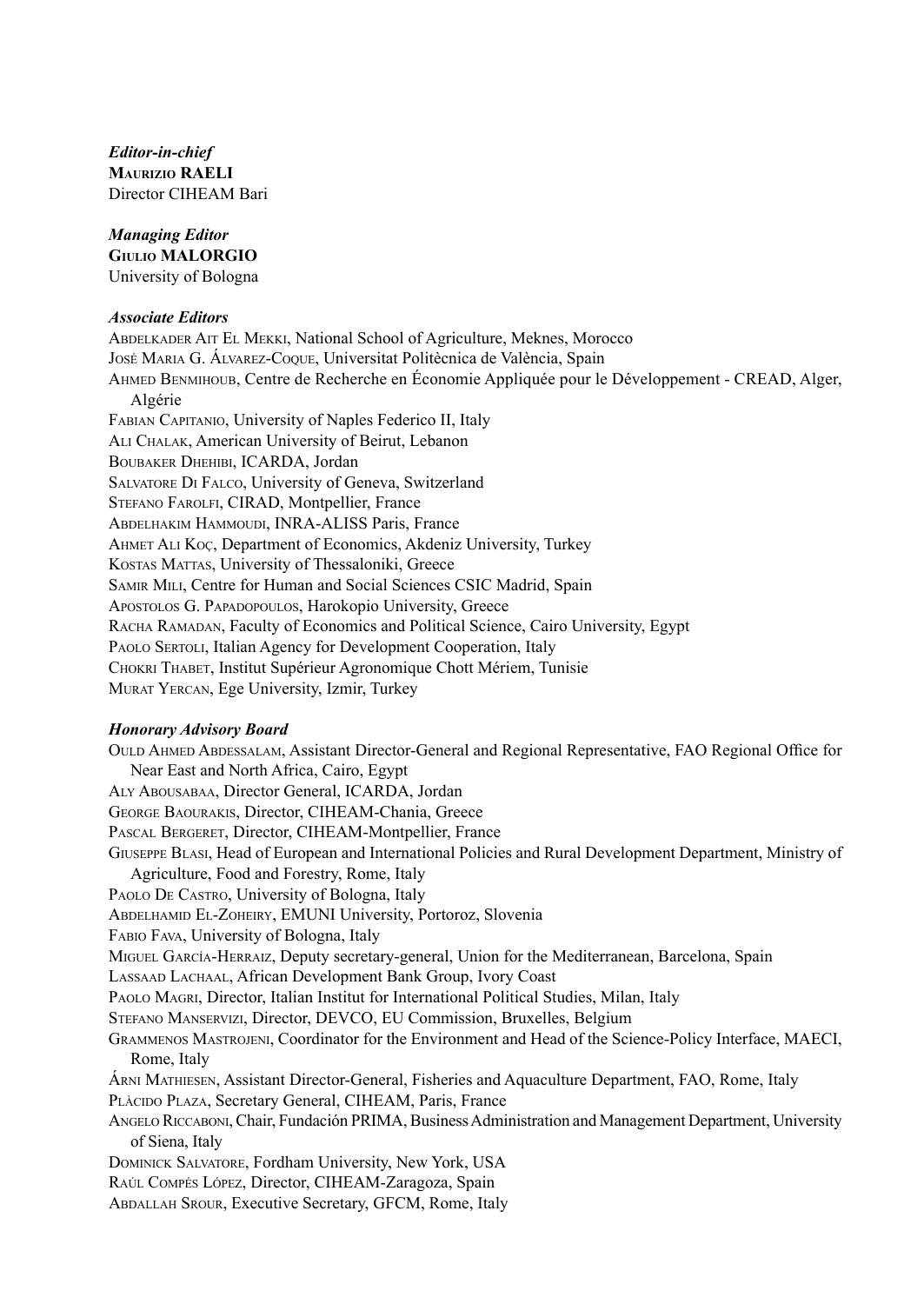***Editor-in-chief***
**Maurizio RAELI**
Director CIHEAM Bari

***Managing Editor***
**Giulio MALORGIO**
University of Bologna

***Associate Editors***

Abdelkader Ait El Mekki, National School of Agriculture, Meknes, Morocco
José Maria G. Álvarez-Coque, Universitat Politècnica de València, Spain
Ahmed Benmihoub, Centre de Recherche en Économie Appliquée pour le Développement - CREAD, Alger, Algérie
Fabian Capitanio, University of Naples Federico II, Italy
Ali Chalak, American University of Beirut, Lebanon
Boubaker Dhehibi, ICARDA, Jordan
Salvatore Di Falco, University of Geneva, Switzerland
Stefano Farolfi, CIRAD, Montpellier, France
Abdelhakim Hammoudi, INRA-ALISS Paris, France
Ahmet Ali Koç, Department of Economics, Akdeniz University, Turkey
Kostas Mattas, University of Thessaloniki, Greece
Samir Mili, Centre for Human and Social Sciences CSIC Madrid, Spain
Apostolos G. Papadopoulos, Harokopio University, Greece
Racha Ramadan, Faculty of Economics and Political Science, Cairo University, Egypt
Paolo Sertoli, Italian Agency for Development Cooperation, Italy
Chokri Thabet, Institut Supérieur Agronomique Chott Mériem, Tunisie
Murat Yercan, Ege University, Izmir, Turkey

***Honorary Advisory Board***

Ould Ahmed Abdessalam, Assistant Director-General and Regional Representative, FAO Regional Office for Near East and North Africa, Cairo, Egypt
Aly Abousabaa, Director General, ICARDA, Jordan
George Baourakis, Director, CIHEAM-Chania, Greece
Pascal Bergeret, Director, CIHEAM-Montpellier, France
Giuseppe Blasi, Head of European and International Policies and Rural Development Department, Ministry of Agriculture, Food and Forestry, Rome, Italy
Paolo De Castro, University of Bologna, Italy
Abdelhamid El-Zoheiry, EMUNI University, Portoroz, Slovenia
Fabio Fava, University of Bologna, Italy
Miguel García-Herraiz, Deputy secretary-general, Union for the Mediterranean, Barcelona, Spain
Lassaad Lachaal, African Development Bank Group, Ivory Coast
Paolo Magri, Director, Italian Institut for International Political Studies, Milan, Italy
Stefano Manservizi, Director, DEVCO, EU Commission, Bruxelles, Belgium
Grammenos Mastrojeni, Coordinator for the Environment and Head of the Science-Policy Interface, MAECI, Rome, Italy
Árni Mathiesen, Assistant Director-General, Fisheries and Aquaculture Department, FAO, Rome, Italy
Plàcido Plaza, Secretary General, CIHEAM, Paris, France
Angelo Riccaboni, Chair, Fundación PRIMA, Business Administration and Management Department, University of Siena, Italy
Dominick Salvatore, Fordham University, New York, USA
Raúl Compés López, Director, CIHEAM-Zaragoza, Spain
Abdallah Srour, Executive Secretary, GFCM, Rome, Italy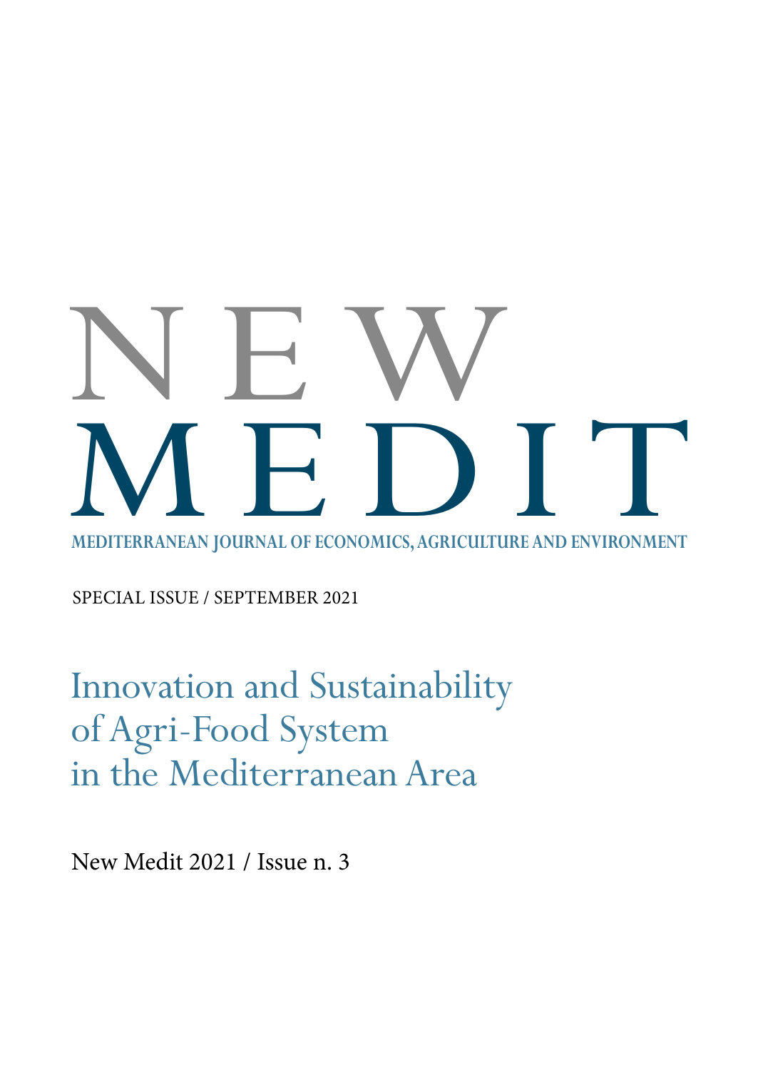# NEW MEDIT

**MEDITERRANEAN JOURNAL OF ECONOMICS, AGRICULTURE AND ENVIRONMENT**

SPECIAL ISSUE / SEPTEMBER 2021

## Innovation and Sustainability of Agri-Food System in the Mediterranean Area

New Medit 2021 / Issue n. 3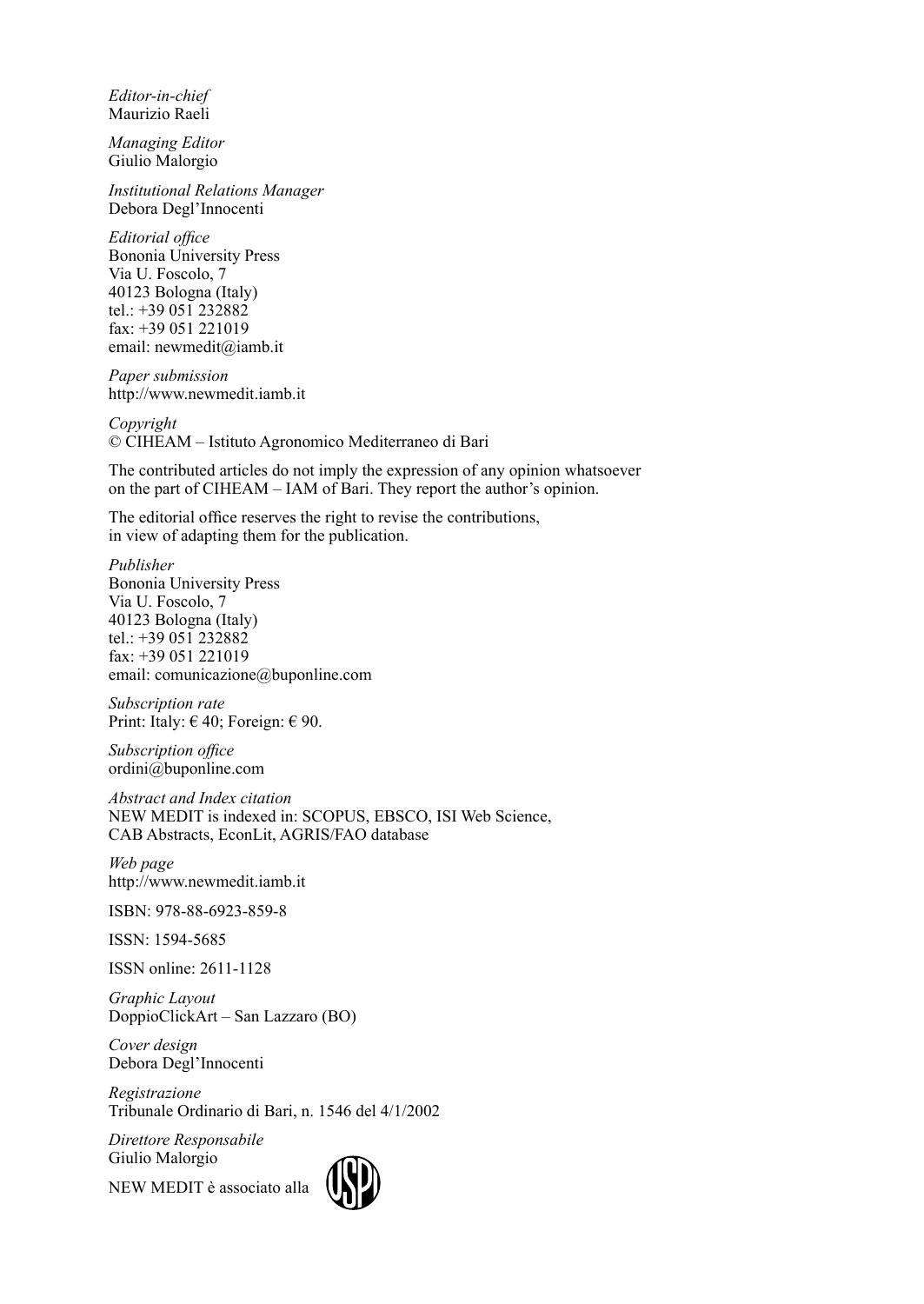*Editor-in-chief*
Maurizio Raeli

*Managing Editor*
Giulio Malorgio

*Institutional Relations Manager*
Debora Degl'Innocenti

*Editorial office*
Bononia University Press
Via U. Foscolo, 7
40123 Bologna (Italy)
tel.: +39 051 232882
fax: +39 051 221019
email: newmedit@iamb.it

*Paper submission*
http://www.newmedit.iamb.it

*Copyright*
© CIHEAM – Istituto Agronomico Mediterraneo di Bari

The contributed articles do not imply the expression of any opinion whatsoever on the part of CIHEAM – IAM of Bari. They report the author's opinion.

The editorial office reserves the right to revise the contributions, in view of adapting them for the publication.

*Publisher*
Bononia University Press
Via U. Foscolo, 7
40123 Bologna (Italy)
tel.: +39 051 232882
fax: +39 051 221019
email: comunicazione@buponline.com

*Subscription rate*
Print: Italy: € 40; Foreign: € 90.

*Subscription office*
ordini@buponline.com

*Abstract and Index citation*
NEW MEDIT is indexed in: SCOPUS, EBSCO, ISI Web Science, CAB Abstracts, EconLit, AGRIS/FAO database

*Web page*
http://www.newmedit.iamb.it

ISBN: 978-88-6923-859-8

ISSN: 1594-5685

ISSN online: 2611-1128

*Graphic Layout*
DoppioClickArt – San Lazzaro (BO)

*Cover design*
Debora Degl'Innocenti

*Registrazione*
Tribunale Ordinario di Bari, n. 1546 del 4/1/2002

*Direttore Responsabile*
Giulio Malorgio

NEW MEDIT è associato alla USPI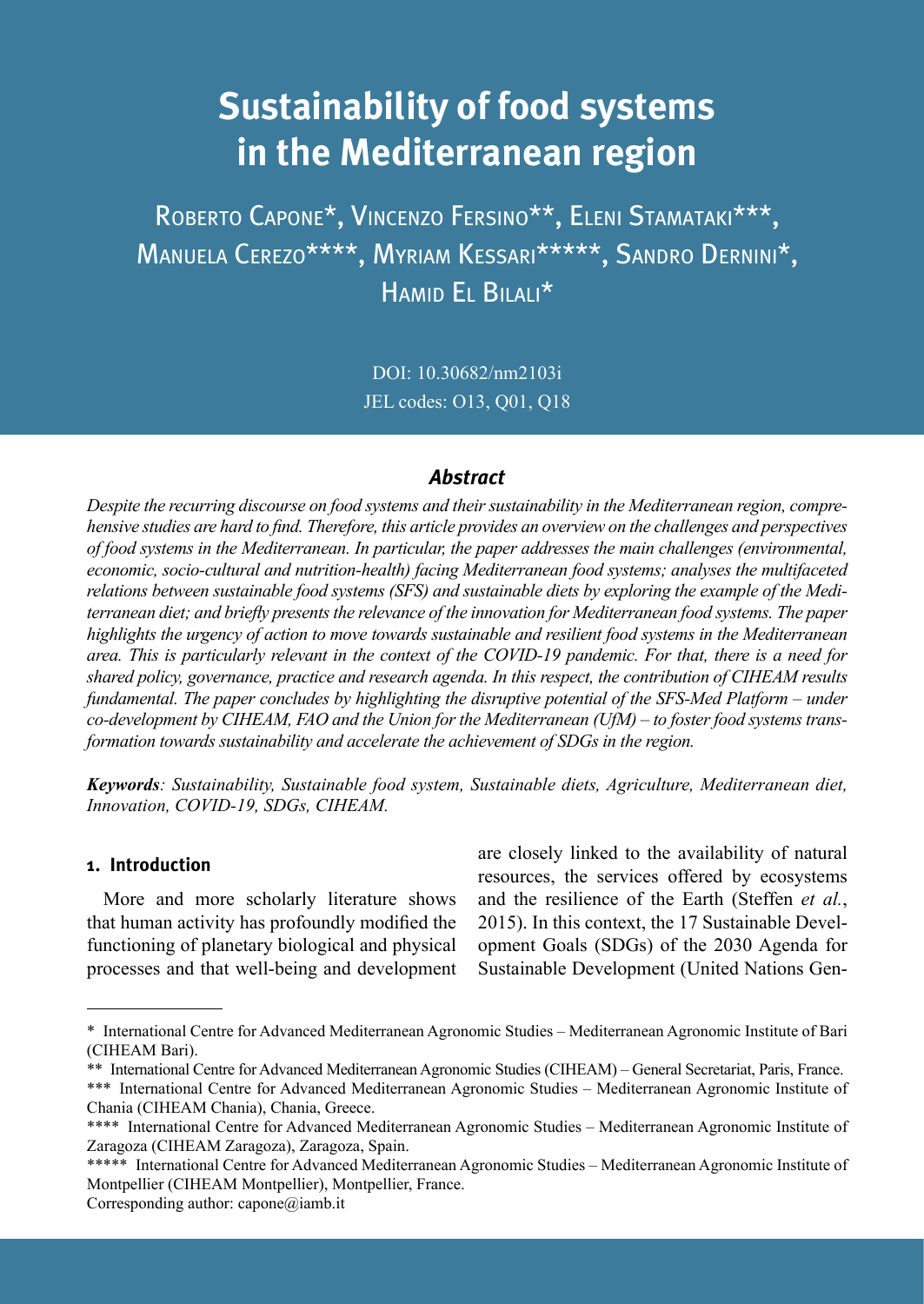# Sustainability of food systems in the Mediterranean region

Roberto Capone*, Vincenzo Fersino**, Eleni Stamataki***, Manuela Cerezo****, Myriam Kessari*****, Sandro Dernini*, Hamid El Bilali*

DOI: 10.30682/nm2103i
JEL codes: O13, Q01, Q18

### *Abstract*

*Despite the recurring discourse on food systems and their sustainability in the Mediterranean region, comprehensive studies are hard to find. Therefore, this article provides an overview on the challenges and perspectives of food systems in the Mediterranean. In particular, the paper addresses the main challenges (environmental, economic, socio-cultural and nutrition-health) facing Mediterranean food systems; analyses the multifaceted relations between sustainable food systems (SFS) and sustainable diets by exploring the example of the Mediterranean diet; and briefly presents the relevance of the innovation for Mediterranean food systems. The paper highlights the urgency of action to move towards sustainable and resilient food systems in the Mediterranean area. This is particularly relevant in the context of the COVID-19 pandemic. For that, there is a need for shared policy, governance, practice and research agenda. In this respect, the contribution of CIHEAM results fundamental. The paper concludes by highlighting the disruptive potential of the SFS-Med Platform – under co-development by CIHEAM, FAO and the Union for the Mediterranean (UfM) – to foster food systems transformation towards sustainability and accelerate the achievement of SDGs in the region.*

***Keywords****: Sustainability, Sustainable food system, Sustainable diets, Agriculture, Mediterranean diet, Innovation, COVID-19, SDGs, CIHEAM.*

## 1. Introduction

More and more scholarly literature shows that human activity has profoundly modified the functioning of planetary biological and physical processes and that well-being and development are closely linked to the availability of natural resources, the services offered by ecosystems and the resilience of the Earth (Steffen *et al.*, 2015). In this context, the 17 Sustainable Development Goals (SDGs) of the 2030 Agenda for Sustainable Development (United Nations Gen-

---

\* International Centre for Advanced Mediterranean Agronomic Studies – Mediterranean Agronomic Institute of Bari (CIHEAM Bari).

** International Centre for Advanced Mediterranean Agronomic Studies (CIHEAM) – General Secretariat, Paris, France.

*** International Centre for Advanced Mediterranean Agronomic Studies – Mediterranean Agronomic Institute of Chania (CIHEAM Chania), Chania, Greece.

**** International Centre for Advanced Mediterranean Agronomic Studies – Mediterranean Agronomic Institute of Zaragoza (CIHEAM Zaragoza), Zaragoza, Spain.

***** International Centre for Advanced Mediterranean Agronomic Studies – Mediterranean Agronomic Institute of Montpellier (CIHEAM Montpellier), Montpellier, France.

Corresponding author: capone@iamb.it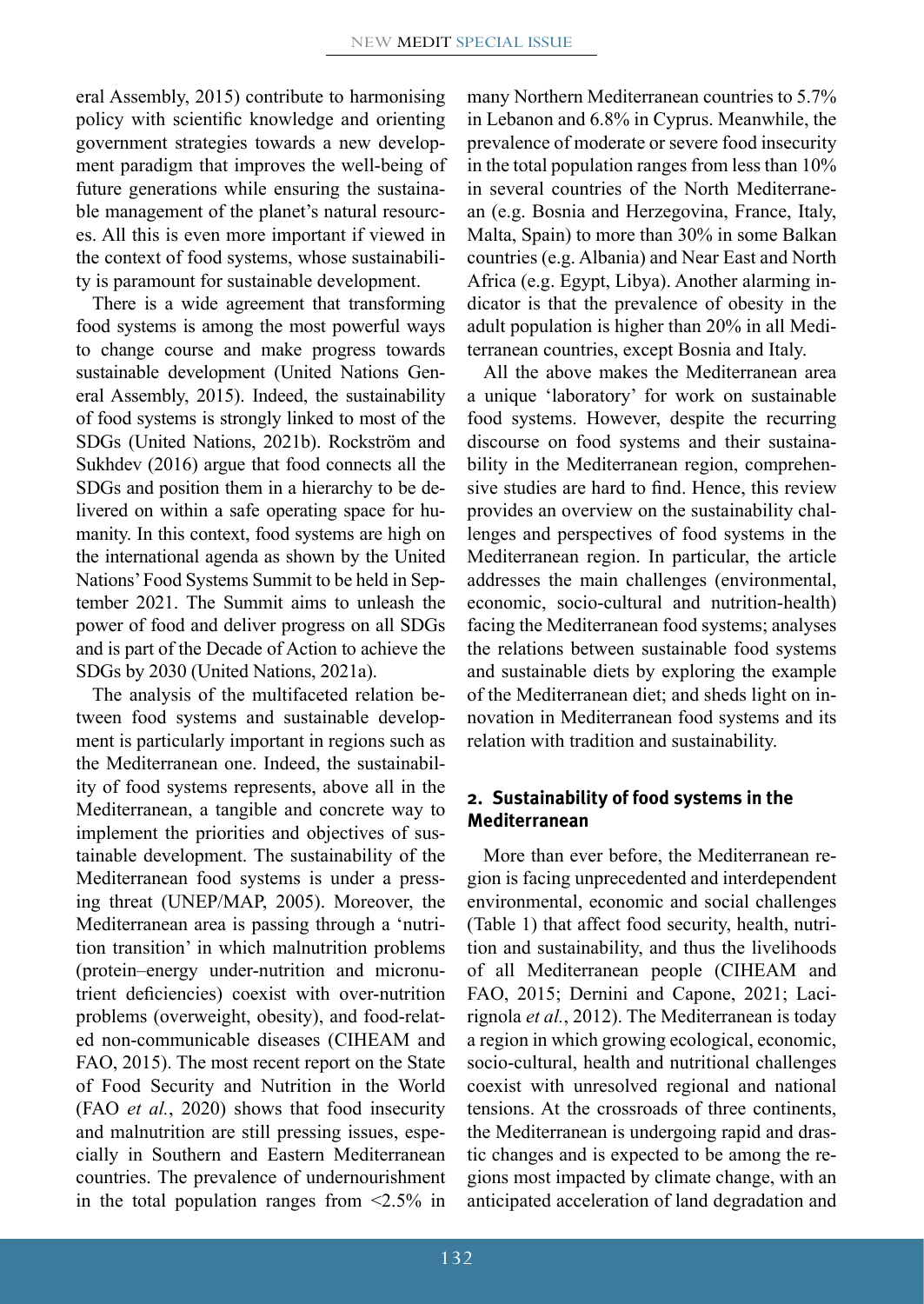eral Assembly, 2015) contribute to harmonising policy with scientific knowledge and orienting government strategies towards a new development paradigm that improves the well-being of future generations while ensuring the sustainable management of the planet's natural resources. All this is even more important if viewed in the context of food systems, whose sustainability is paramount for sustainable development.

There is a wide agreement that transforming food systems is among the most powerful ways to change course and make progress towards sustainable development (United Nations General Assembly, 2015). Indeed, the sustainability of food systems is strongly linked to most of the SDGs (United Nations, 2021b). Rockström and Sukhdev (2016) argue that food connects all the SDGs and position them in a hierarchy to be delivered on within a safe operating space for humanity. In this context, food systems are high on the international agenda as shown by the United Nations' Food Systems Summit to be held in September 2021. The Summit aims to unleash the power of food and deliver progress on all SDGs and is part of the Decade of Action to achieve the SDGs by 2030 (United Nations, 2021a).

The analysis of the multifaceted relation between food systems and sustainable development is particularly important in regions such as the Mediterranean one. Indeed, the sustainability of food systems represents, above all in the Mediterranean, a tangible and concrete way to implement the priorities and objectives of sustainable development. The sustainability of the Mediterranean food systems is under a pressing threat (UNEP/MAP, 2005). Moreover, the Mediterranean area is passing through a 'nutrition transition' in which malnutrition problems (protein–energy under-nutrition and micronutrient deficiencies) coexist with over-nutrition problems (overweight, obesity), and food-related non-communicable diseases (CIHEAM and FAO, 2015). The most recent report on the State of Food Security and Nutrition in the World (FAO *et al.*, 2020) shows that food insecurity and malnutrition are still pressing issues, especially in Southern and Eastern Mediterranean countries. The prevalence of undernourishment in the total population ranges from <2.5% in many Northern Mediterranean countries to 5.7% in Lebanon and 6.8% in Cyprus. Meanwhile, the prevalence of moderate or severe food insecurity in the total population ranges from less than 10% in several countries of the North Mediterranean (e.g. Bosnia and Herzegovina, France, Italy, Malta, Spain) to more than 30% in some Balkan countries (e.g. Albania) and Near East and North Africa (e.g. Egypt, Libya). Another alarming indicator is that the prevalence of obesity in the adult population is higher than 20% in all Mediterranean countries, except Bosnia and Italy.

All the above makes the Mediterranean area a unique 'laboratory' for work on sustainable food systems. However, despite the recurring discourse on food systems and their sustainability in the Mediterranean region, comprehensive studies are hard to find. Hence, this review provides an overview on the sustainability challenges and perspectives of food systems in the Mediterranean region. In particular, the article addresses the main challenges (environmental, economic, socio-cultural and nutrition-health) facing the Mediterranean food systems; analyses the relations between sustainable food systems and sustainable diets by exploring the example of the Mediterranean diet; and sheds light on innovation in Mediterranean food systems and its relation with tradition and sustainability.

## 2. Sustainability of food systems in the Mediterranean

More than ever before, the Mediterranean region is facing unprecedented and interdependent environmental, economic and social challenges (Table 1) that affect food security, health, nutrition and sustainability, and thus the livelihoods of all Mediterranean people (CIHEAM and FAO, 2015; Dernini and Capone, 2021; Lacirignola *et al.*, 2012). The Mediterranean is today a region in which growing ecological, economic, socio-cultural, health and nutritional challenges coexist with unresolved regional and national tensions. At the crossroads of three continents, the Mediterranean is undergoing rapid and drastic changes and is expected to be among the regions most impacted by climate change, with an anticipated acceleration of land degradation and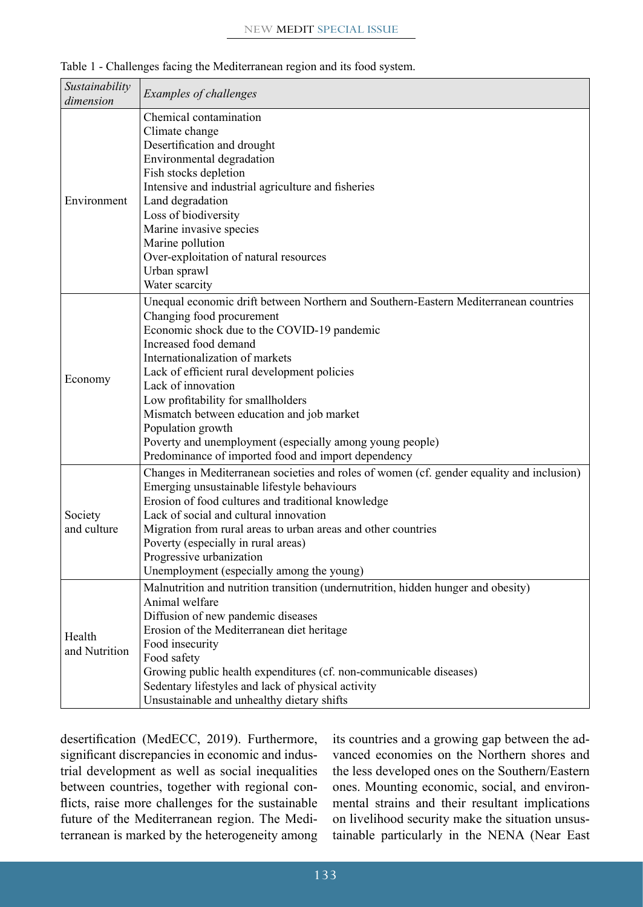Table 1 - Challenges facing the Mediterranean region and its food system.

| *Sustainability dimension* | *Examples of challenges* |
|---|---|
| Environment | Chemical contamination<br>Climate change<br>Desertification and drought<br>Environmental degradation<br>Fish stocks depletion<br>Intensive and industrial agriculture and fisheries<br>Land degradation<br>Loss of biodiversity<br>Marine invasive species<br>Marine pollution<br>Over-exploitation of natural resources<br>Urban sprawl<br>Water scarcity |
| Economy | Unequal economic drift between Northern and Southern-Eastern Mediterranean countries<br>Changing food procurement<br>Economic shock due to the COVID-19 pandemic<br>Increased food demand<br>Internationalization of markets<br>Lack of efficient rural development policies<br>Lack of innovation<br>Low profitability for smallholders<br>Mismatch between education and job market<br>Population growth<br>Poverty and unemployment (especially among young people)<br>Predominance of imported food and import dependency |
| Society and culture | Changes in Mediterranean societies and roles of women (cf. gender equality and inclusion)<br>Emerging unsustainable lifestyle behaviours<br>Erosion of food cultures and traditional knowledge<br>Lack of social and cultural innovation<br>Migration from rural areas to urban areas and other countries<br>Poverty (especially in rural areas)<br>Progressive urbanization<br>Unemployment (especially among the young) |
| Health and Nutrition | Malnutrition and nutrition transition (undernutrition, hidden hunger and obesity)<br>Animal welfare<br>Diffusion of new pandemic diseases<br>Erosion of the Mediterranean diet heritage<br>Food insecurity<br>Food safety<br>Growing public health expenditures (cf. non-communicable diseases)<br>Sedentary lifestyles and lack of physical activity<br>Unsustainable and unhealthy dietary shifts |

desertification (MedECC, 2019). Furthermore, significant discrepancies in economic and industrial development as well as social inequalities between countries, together with regional conflicts, raise more challenges for the sustainable future of the Mediterranean region. The Mediterranean is marked by the heterogeneity among its countries and a growing gap between the advanced economies on the Northern shores and the less developed ones on the Southern/Eastern ones. Mounting economic, social, and environmental strains and their resultant implications on livelihood security make the situation unsustainable particularly in the NENA (Near East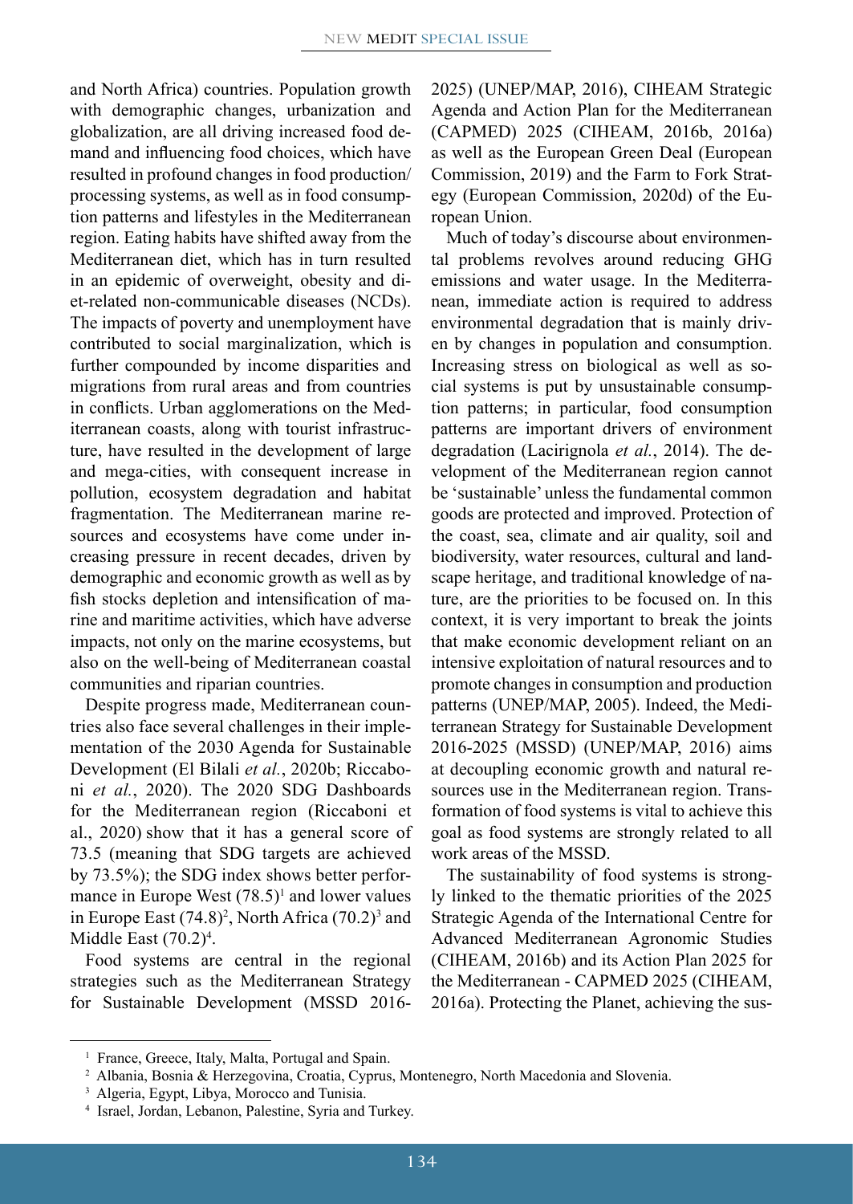and North Africa) countries. Population growth with demographic changes, urbanization and globalization, are all driving increased food demand and influencing food choices, which have resulted in profound changes in food production/processing systems, as well as in food consumption patterns and lifestyles in the Mediterranean region. Eating habits have shifted away from the Mediterranean diet, which has in turn resulted in an epidemic of overweight, obesity and diet-related non-communicable diseases (NCDs). The impacts of poverty and unemployment have contributed to social marginalization, which is further compounded by income disparities and migrations from rural areas and from countries in conflicts. Urban agglomerations on the Mediterranean coasts, along with tourist infrastructure, have resulted in the development of large and mega-cities, with consequent increase in pollution, ecosystem degradation and habitat fragmentation. The Mediterranean marine resources and ecosystems have come under increasing pressure in recent decades, driven by demographic and economic growth as well as by fish stocks depletion and intensification of marine and maritime activities, which have adverse impacts, not only on the marine ecosystems, but also on the well-being of Mediterranean coastal communities and riparian countries.

Despite progress made, Mediterranean countries also face several challenges in their implementation of the 2030 Agenda for Sustainable Development (El Bilali *et al.*, 2020b; Riccaboni *et al.*, 2020). The 2020 SDG Dashboards for the Mediterranean region (Riccaboni et al., 2020) show that it has a general score of 73.5 (meaning that SDG targets are achieved by 73.5%); the SDG index shows better performance in Europe West (78.5)[1] and lower values in Europe East (74.8)[2], North Africa (70.2)[3] and Middle East (70.2)[4].

Food systems are central in the regional strategies such as the Mediterranean Strategy for Sustainable Development (MSSD 2016-2025) (UNEP/MAP, 2016), CIHEAM Strategic Agenda and Action Plan for the Mediterranean (CAPMED) 2025 (CIHEAM, 2016b, 2016a) as well as the European Green Deal (European Commission, 2019) and the Farm to Fork Strategy (European Commission, 2020d) of the European Union.

Much of today's discourse about environmental problems revolves around reducing GHG emissions and water usage. In the Mediterranean, immediate action is required to address environmental degradation that is mainly driven by changes in population and consumption. Increasing stress on biological as well as social systems is put by unsustainable consumption patterns; in particular, food consumption patterns are important drivers of environment degradation (Lacirignola *et al.*, 2014). The development of the Mediterranean region cannot be 'sustainable' unless the fundamental common goods are protected and improved. Protection of the coast, sea, climate and air quality, soil and biodiversity, water resources, cultural and landscape heritage, and traditional knowledge of nature, are the priorities to be focused on. In this context, it is very important to break the joints that make economic development reliant on an intensive exploitation of natural resources and to promote changes in consumption and production patterns (UNEP/MAP, 2005). Indeed, the Mediterranean Strategy for Sustainable Development 2016-2025 (MSSD) (UNEP/MAP, 2016) aims at decoupling economic growth and natural resources use in the Mediterranean region. Transformation of food systems is vital to achieve this goal as food systems are strongly related to all work areas of the MSSD.

The sustainability of food systems is strongly linked to the thematic priorities of the 2025 Strategic Agenda of the International Centre for Advanced Mediterranean Agronomic Studies (CIHEAM, 2016b) and its Action Plan 2025 for the Mediterranean - CAPMED 2025 (CIHEAM, 2016a). Protecting the Planet, achieving the sus-

[1] France, Greece, Italy, Malta, Portugal and Spain.

[2] Albania, Bosnia & Herzegovina, Croatia, Cyprus, Montenegro, North Macedonia and Slovenia.

[3] Algeria, Egypt, Libya, Morocco and Tunisia.

[4] Israel, Jordan, Lebanon, Palestine, Syria and Turkey.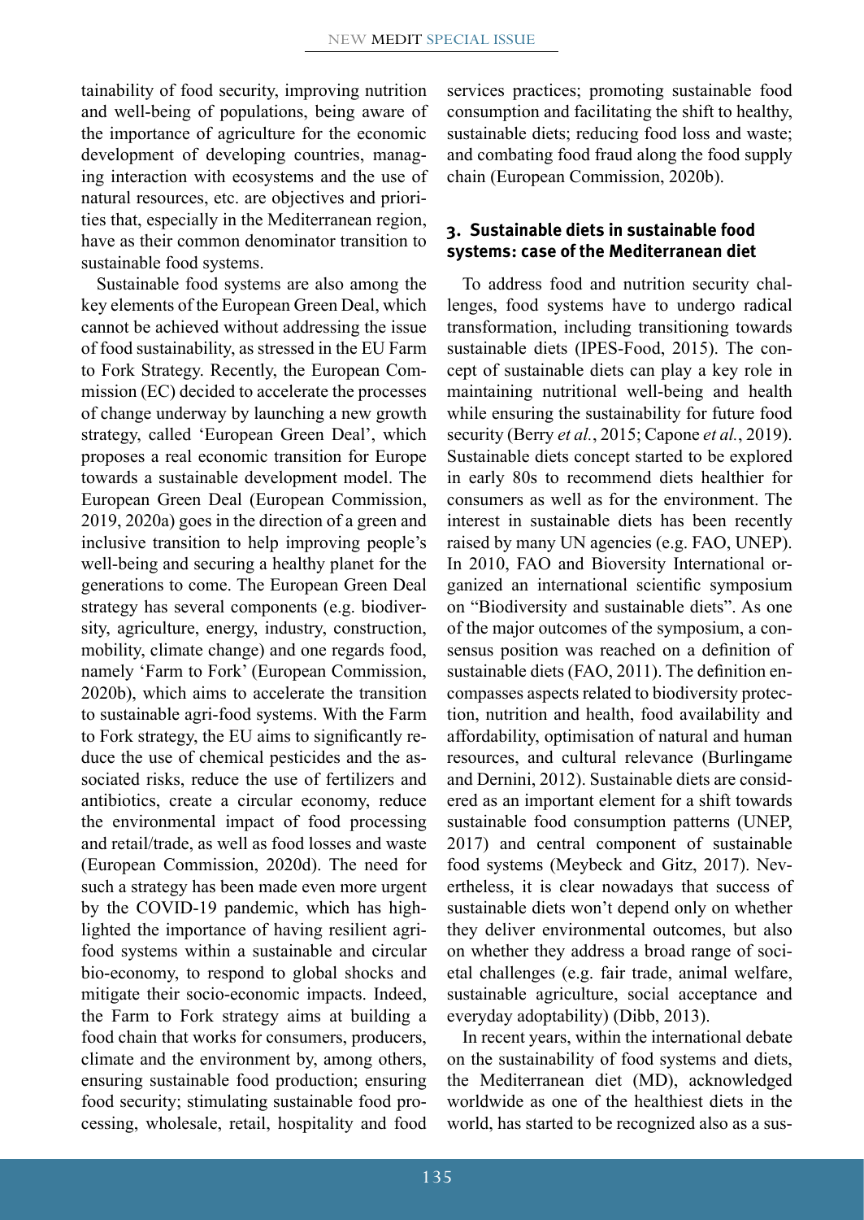tainability of food security, improving nutrition and well-being of populations, being aware of the importance of agriculture for the economic development of developing countries, managing interaction with ecosystems and the use of natural resources, etc. are objectives and priorities that, especially in the Mediterranean region, have as their common denominator transition to sustainable food systems.

Sustainable food systems are also among the key elements of the European Green Deal, which cannot be achieved without addressing the issue of food sustainability, as stressed in the EU Farm to Fork Strategy. Recently, the European Commission (EC) decided to accelerate the processes of change underway by launching a new growth strategy, called 'European Green Deal', which proposes a real economic transition for Europe towards a sustainable development model. The European Green Deal (European Commission, 2019, 2020a) goes in the direction of a green and inclusive transition to help improving people's well-being and securing a healthy planet for the generations to come. The European Green Deal strategy has several components (e.g. biodiversity, agriculture, energy, industry, construction, mobility, climate change) and one regards food, namely 'Farm to Fork' (European Commission, 2020b), which aims to accelerate the transition to sustainable agri-food systems. With the Farm to Fork strategy, the EU aims to significantly reduce the use of chemical pesticides and the associated risks, reduce the use of fertilizers and antibiotics, create a circular economy, reduce the environmental impact of food processing and retail/trade, as well as food losses and waste (European Commission, 2020d). The need for such a strategy has been made even more urgent by the COVID-19 pandemic, which has highlighted the importance of having resilient agri-food systems within a sustainable and circular bio-economy, to respond to global shocks and mitigate their socio-economic impacts. Indeed, the Farm to Fork strategy aims at building a food chain that works for consumers, producers, climate and the environment by, among others, ensuring sustainable food production; ensuring food security; stimulating sustainable food processing, wholesale, retail, hospitality and food services practices; promoting sustainable food consumption and facilitating the shift to healthy, sustainable diets; reducing food loss and waste; and combating food fraud along the food supply chain (European Commission, 2020b).

## 3. Sustainable diets in sustainable food systems: case of the Mediterranean diet

To address food and nutrition security challenges, food systems have to undergo radical transformation, including transitioning towards sustainable diets (IPES-Food, 2015). The concept of sustainable diets can play a key role in maintaining nutritional well-being and health while ensuring the sustainability for future food security (Berry *et al.*, 2015; Capone *et al.*, 2019). Sustainable diets concept started to be explored in early 80s to recommend diets healthier for consumers as well as for the environment. The interest in sustainable diets has been recently raised by many UN agencies (e.g. FAO, UNEP). In 2010, FAO and Bioversity International organized an international scientific symposium on "Biodiversity and sustainable diets". As one of the major outcomes of the symposium, a consensus position was reached on a definition of sustainable diets (FAO, 2011). The definition encompasses aspects related to biodiversity protection, nutrition and health, food availability and affordability, optimisation of natural and human resources, and cultural relevance (Burlingame and Dernini, 2012). Sustainable diets are considered as an important element for a shift towards sustainable food consumption patterns (UNEP, 2017) and central component of sustainable food systems (Meybeck and Gitz, 2017). Nevertheless, it is clear nowadays that success of sustainable diets won't depend only on whether they deliver environmental outcomes, but also on whether they address a broad range of societal challenges (e.g. fair trade, animal welfare, sustainable agriculture, social acceptance and everyday adoptability) (Dibb, 2013).

In recent years, within the international debate on the sustainability of food systems and diets, the Mediterranean diet (MD), acknowledged worldwide as one of the healthiest diets in the world, has started to be recognized also as a sus-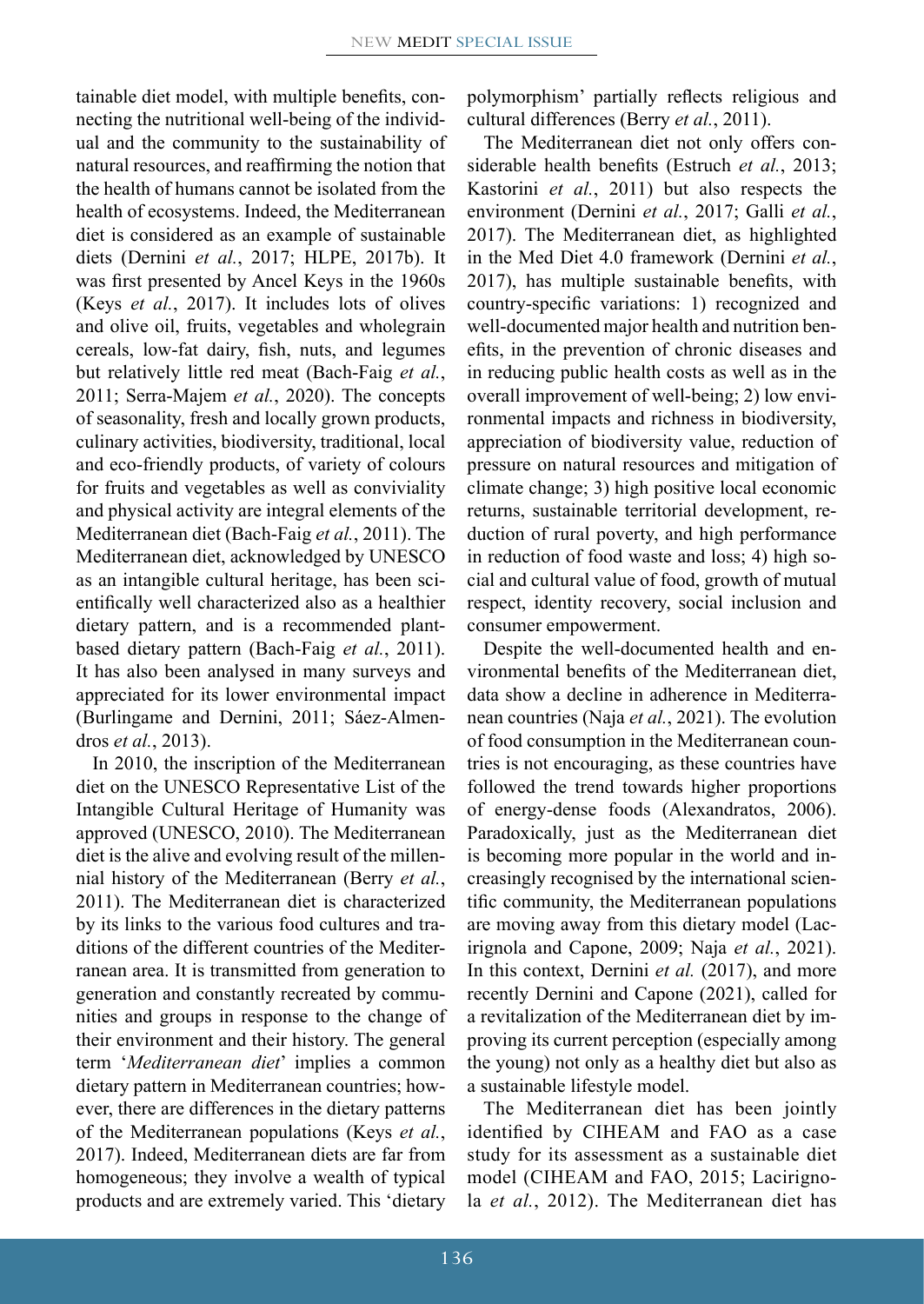tainable diet model, with multiple benefits, connecting the nutritional well-being of the individual and the community to the sustainability of natural resources, and reaffirming the notion that the health of humans cannot be isolated from the health of ecosystems. Indeed, the Mediterranean diet is considered as an example of sustainable diets (Dernini *et al.*, 2017; HLPE, 2017b). It was first presented by Ancel Keys in the 1960s (Keys *et al.*, 2017). It includes lots of olives and olive oil, fruits, vegetables and wholegrain cereals, low-fat dairy, fish, nuts, and legumes but relatively little red meat (Bach-Faig *et al.*, 2011; Serra-Majem *et al.*, 2020). The concepts of seasonality, fresh and locally grown products, culinary activities, biodiversity, traditional, local and eco-friendly products, of variety of colours for fruits and vegetables as well as conviviality and physical activity are integral elements of the Mediterranean diet (Bach-Faig *et al.*, 2011). The Mediterranean diet, acknowledged by UNESCO as an intangible cultural heritage, has been scientifically well characterized also as a healthier dietary pattern, and is a recommended plant-based dietary pattern (Bach-Faig *et al.*, 2011). It has also been analysed in many surveys and appreciated for its lower environmental impact (Burlingame and Dernini, 2011; Sáez-Almendros *et al.*, 2013).

In 2010, the inscription of the Mediterranean diet on the UNESCO Representative List of the Intangible Cultural Heritage of Humanity was approved (UNESCO, 2010). The Mediterranean diet is the alive and evolving result of the millennial history of the Mediterranean (Berry *et al.*, 2011). The Mediterranean diet is characterized by its links to the various food cultures and traditions of the different countries of the Mediterranean area. It is transmitted from generation to generation and constantly recreated by communities and groups in response to the change of their environment and their history. The general term '*Mediterranean diet*' implies a common dietary pattern in Mediterranean countries; however, there are differences in the dietary patterns of the Mediterranean populations (Keys *et al.*, 2017). Indeed, Mediterranean diets are far from homogeneous; they involve a wealth of typical products and are extremely varied. This 'dietary polymorphism' partially reflects religious and cultural differences (Berry *et al.*, 2011).

The Mediterranean diet not only offers considerable health benefits (Estruch *et al.*, 2013; Kastorini *et al.*, 2011) but also respects the environment (Dernini *et al.*, 2017; Galli *et al.*, 2017). The Mediterranean diet, as highlighted in the Med Diet 4.0 framework (Dernini *et al.*, 2017), has multiple sustainable benefits, with country-specific variations: 1) recognized and well-documented major health and nutrition benefits, in the prevention of chronic diseases and in reducing public health costs as well as in the overall improvement of well-being; 2) low environmental impacts and richness in biodiversity, appreciation of biodiversity value, reduction of pressure on natural resources and mitigation of climate change; 3) high positive local economic returns, sustainable territorial development, reduction of rural poverty, and high performance in reduction of food waste and loss; 4) high social and cultural value of food, growth of mutual respect, identity recovery, social inclusion and consumer empowerment.

Despite the well-documented health and environmental benefits of the Mediterranean diet, data show a decline in adherence in Mediterranean countries (Naja *et al.*, 2021). The evolution of food consumption in the Mediterranean countries is not encouraging, as these countries have followed the trend towards higher proportions of energy-dense foods (Alexandratos, 2006). Paradoxically, just as the Mediterranean diet is becoming more popular in the world and increasingly recognised by the international scientific community, the Mediterranean populations are moving away from this dietary model (Lacirignola and Capone, 2009; Naja *et al.*, 2021). In this context, Dernini *et al.* (2017), and more recently Dernini and Capone (2021), called for a revitalization of the Mediterranean diet by improving its current perception (especially among the young) not only as a healthy diet but also as a sustainable lifestyle model.

The Mediterranean diet has been jointly identified by CIHEAM and FAO as a case study for its assessment as a sustainable diet model (CIHEAM and FAO, 2015; Lacirignola *et al.*, 2012). The Mediterranean diet has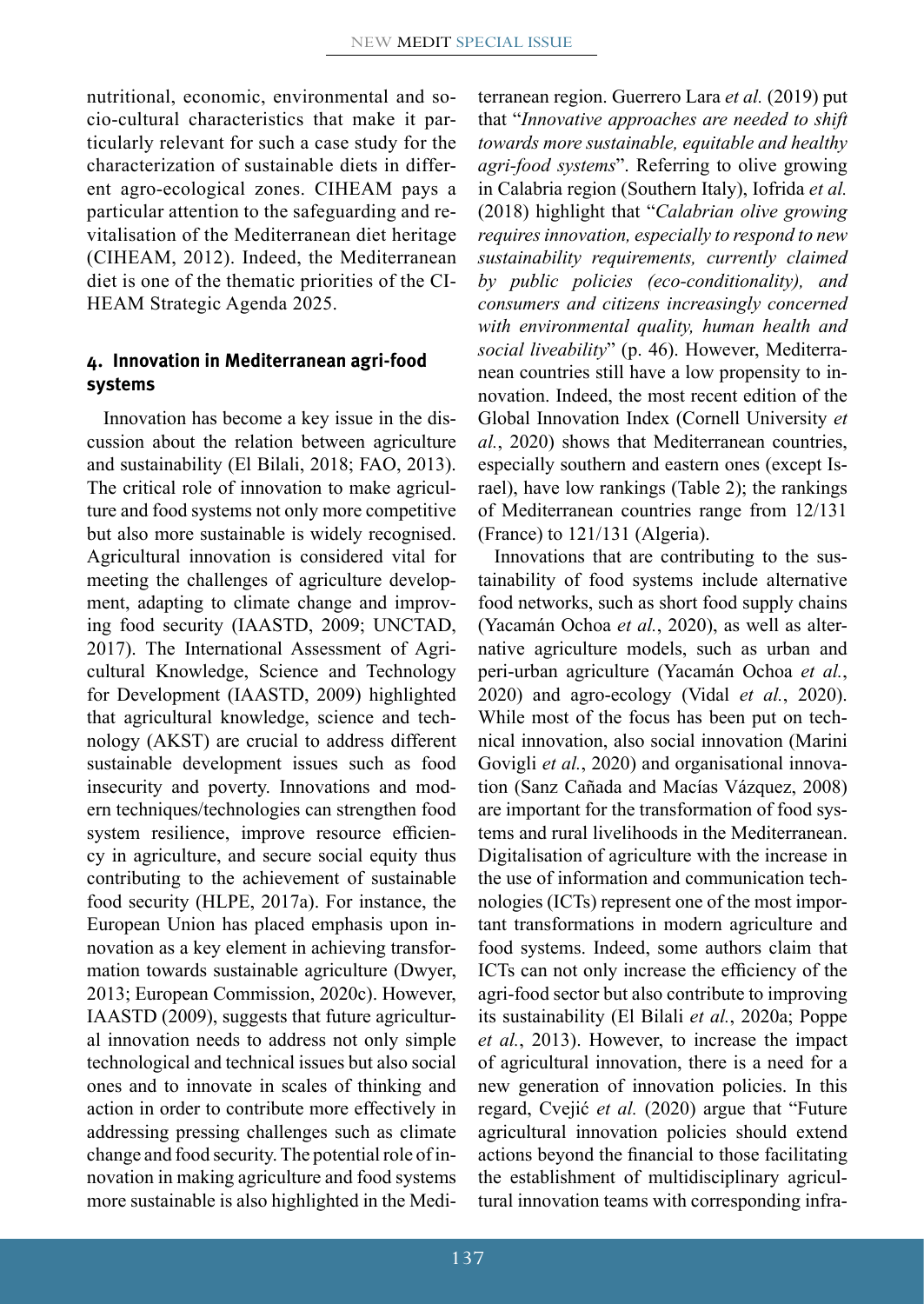nutritional, economic, environmental and socio-cultural characteristics that make it particularly relevant for such a case study for the characterization of sustainable diets in different agro-ecological zones. CIHEAM pays a particular attention to the safeguarding and revitalisation of the Mediterranean diet heritage (CIHEAM, 2012). Indeed, the Mediterranean diet is one of the thematic priorities of the CIHEAM Strategic Agenda 2025.

## 4. Innovation in Mediterranean agri-food systems

Innovation has become a key issue in the discussion about the relation between agriculture and sustainability (El Bilali, 2018; FAO, 2013). The critical role of innovation to make agriculture and food systems not only more competitive but also more sustainable is widely recognised. Agricultural innovation is considered vital for meeting the challenges of agriculture development, adapting to climate change and improving food security (IAASTD, 2009; UNCTAD, 2017). The International Assessment of Agricultural Knowledge, Science and Technology for Development (IAASTD, 2009) highlighted that agricultural knowledge, science and technology (AKST) are crucial to address different sustainable development issues such as food insecurity and poverty. Innovations and modern techniques/technologies can strengthen food system resilience, improve resource efficiency in agriculture, and secure social equity thus contributing to the achievement of sustainable food security (HLPE, 2017a). For instance, the European Union has placed emphasis upon innovation as a key element in achieving transformation towards sustainable agriculture (Dwyer, 2013; European Commission, 2020c). However, IAASTD (2009), suggests that future agricultural innovation needs to address not only simple technological and technical issues but also social ones and to innovate in scales of thinking and action in order to contribute more effectively in addressing pressing challenges such as climate change and food security. The potential role of innovation in making agriculture and food systems more sustainable is also highlighted in the Mediterranean region. Guerrero Lara *et al.* (2019) put that "*Innovative approaches are needed to shift towards more sustainable, equitable and healthy agri-food systems*". Referring to olive growing in Calabria region (Southern Italy), Iofrida *et al.* (2018) highlight that "*Calabrian olive growing requires innovation, especially to respond to new sustainability requirements, currently claimed by public policies (eco-conditionality), and consumers and citizens increasingly concerned with environmental quality, human health and social liveability*" (p. 46). However, Mediterranean countries still have a low propensity to innovation. Indeed, the most recent edition of the Global Innovation Index (Cornell University *et al.*, 2020) shows that Mediterranean countries, especially southern and eastern ones (except Israel), have low rankings (Table 2); the rankings of Mediterranean countries range from 12/131 (France) to 121/131 (Algeria).

Innovations that are contributing to the sustainability of food systems include alternative food networks, such as short food supply chains (Yacamán Ochoa *et al.*, 2020), as well as alternative agriculture models, such as urban and peri-urban agriculture (Yacamán Ochoa *et al.*, 2020) and agro-ecology (Vidal *et al.*, 2020). While most of the focus has been put on technical innovation, also social innovation (Marini Govigli *et al.*, 2020) and organisational innovation (Sanz Cañada and Macías Vázquez, 2008) are important for the transformation of food systems and rural livelihoods in the Mediterranean. Digitalisation of agriculture with the increase in the use of information and communication technologies (ICTs) represent one of the most important transformations in modern agriculture and food systems. Indeed, some authors claim that ICTs can not only increase the efficiency of the agri-food sector but also contribute to improving its sustainability (El Bilali *et al.*, 2020a; Poppe *et al.*, 2013). However, to increase the impact of agricultural innovation, there is a need for a new generation of innovation policies. In this regard, Cvejić *et al.* (2020) argue that "Future agricultural innovation policies should extend actions beyond the financial to those facilitating the establishment of multidisciplinary agricultural innovation teams with corresponding infra-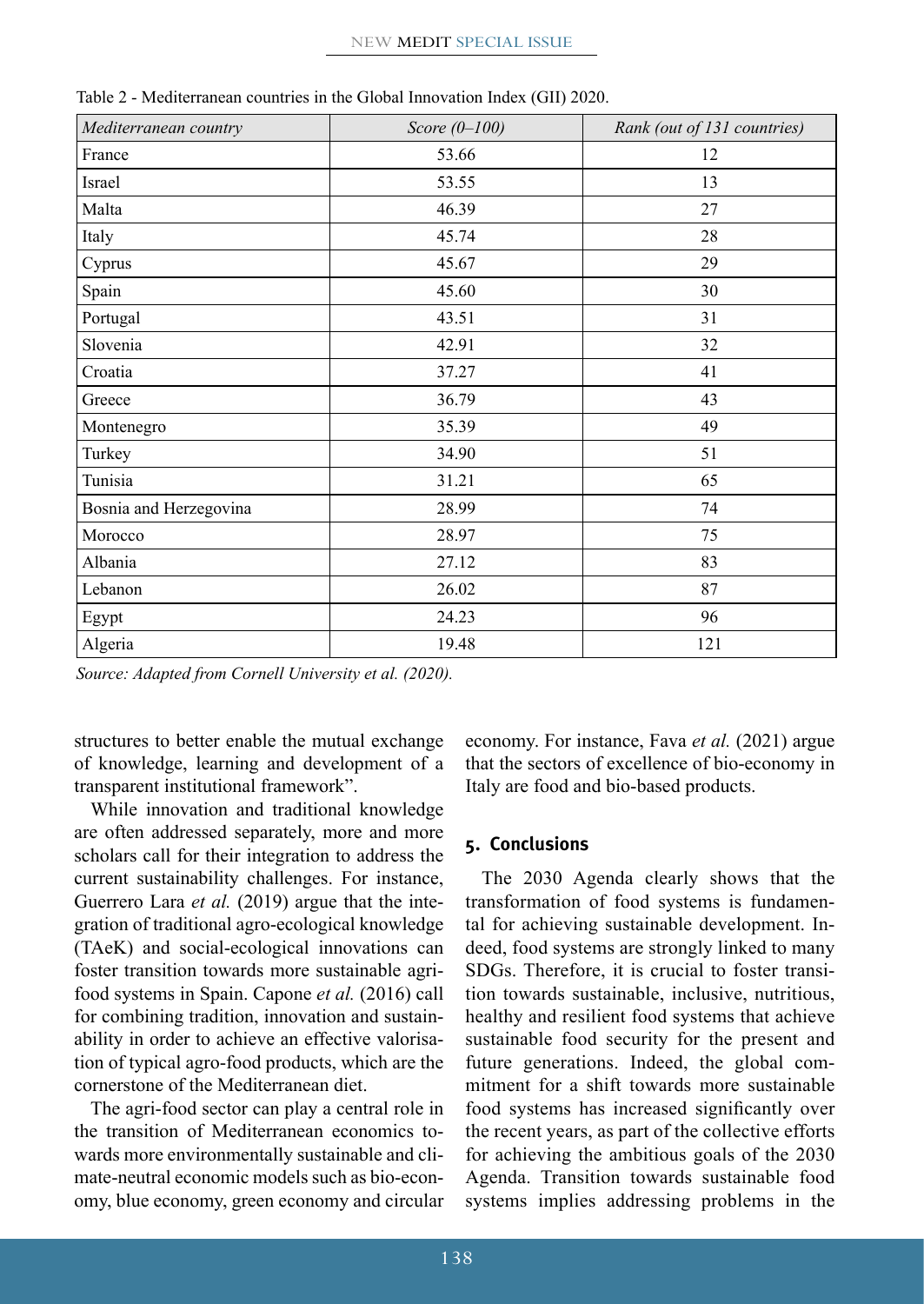Table 2 - Mediterranean countries in the Global Innovation Index (GII) 2020.

| *Mediterranean country* | *Score (0–100)* | *Rank (out of 131 countries)* |
|---|---|---|
| France | 53.66 | 12 |
| Israel | 53.55 | 13 |
| Malta | 46.39 | 27 |
| Italy | 45.74 | 28 |
| Cyprus | 45.67 | 29 |
| Spain | 45.60 | 30 |
| Portugal | 43.51 | 31 |
| Slovenia | 42.91 | 32 |
| Croatia | 37.27 | 41 |
| Greece | 36.79 | 43 |
| Montenegro | 35.39 | 49 |
| Turkey | 34.90 | 51 |
| Tunisia | 31.21 | 65 |
| Bosnia and Herzegovina | 28.99 | 74 |
| Morocco | 28.97 | 75 |
| Albania | 27.12 | 83 |
| Lebanon | 26.02 | 87 |
| Egypt | 24.23 | 96 |
| Algeria | 19.48 | 121 |

*Source: Adapted from Cornell University et al. (2020).*

structures to better enable the mutual exchange of knowledge, learning and development of a transparent institutional framework".

While innovation and traditional knowledge are often addressed separately, more and more scholars call for their integration to address the current sustainability challenges. For instance, Guerrero Lara *et al.* (2019) argue that the integration of traditional agro-ecological knowledge (TAeK) and social-ecological innovations can foster transition towards more sustainable agri-food systems in Spain. Capone *et al.* (2016) call for combining tradition, innovation and sustainability in order to achieve an effective valorisation of typical agro-food products, which are the cornerstone of the Mediterranean diet.

The agri-food sector can play a central role in the transition of Mediterranean economics towards more environmentally sustainable and climate-neutral economic models such as bio-economy, blue economy, green economy and circular economy. For instance, Fava *et al.* (2021) argue that the sectors of excellence of bio-economy in Italy are food and bio-based products.

## 5. Conclusions

The 2030 Agenda clearly shows that the transformation of food systems is fundamental for achieving sustainable development. Indeed, food systems are strongly linked to many SDGs. Therefore, it is crucial to foster transition towards sustainable, inclusive, nutritious, healthy and resilient food systems that achieve sustainable food security for the present and future generations. Indeed, the global commitment for a shift towards more sustainable food systems has increased significantly over the recent years, as part of the collective efforts for achieving the ambitious goals of the 2030 Agenda. Transition towards sustainable food systems implies addressing problems in the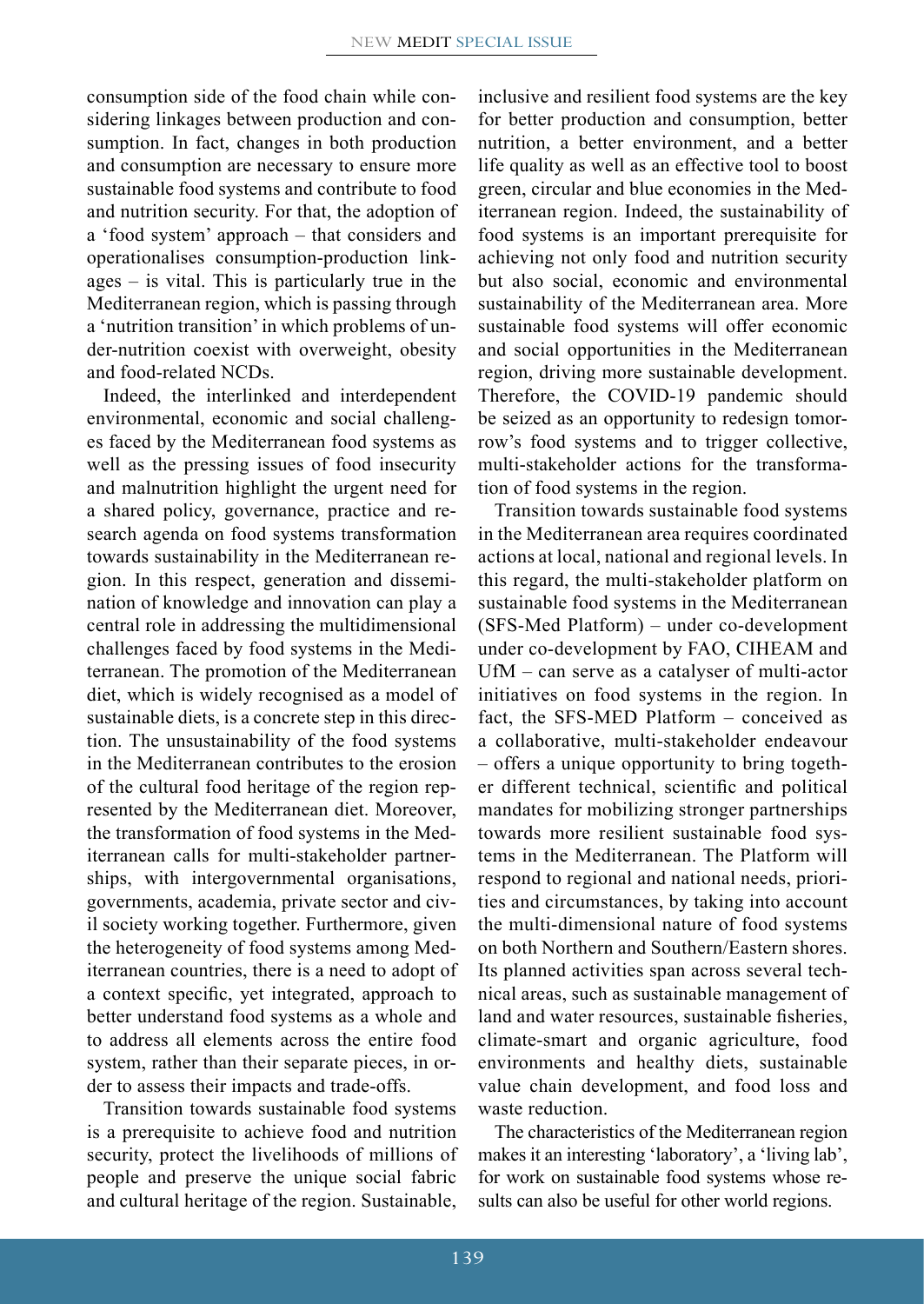consumption side of the food chain while considering linkages between production and consumption. In fact, changes in both production and consumption are necessary to ensure more sustainable food systems and contribute to food and nutrition security. For that, the adoption of a 'food system' approach – that considers and operationalises consumption-production linkages – is vital. This is particularly true in the Mediterranean region, which is passing through a 'nutrition transition' in which problems of under-nutrition coexist with overweight, obesity and food-related NCDs.

Indeed, the interlinked and interdependent environmental, economic and social challenges faced by the Mediterranean food systems as well as the pressing issues of food insecurity and malnutrition highlight the urgent need for a shared policy, governance, practice and research agenda on food systems transformation towards sustainability in the Mediterranean region. In this respect, generation and dissemination of knowledge and innovation can play a central role in addressing the multidimensional challenges faced by food systems in the Mediterranean. The promotion of the Mediterranean diet, which is widely recognised as a model of sustainable diets, is a concrete step in this direction. The unsustainability of the food systems in the Mediterranean contributes to the erosion of the cultural food heritage of the region represented by the Mediterranean diet. Moreover, the transformation of food systems in the Mediterranean calls for multi-stakeholder partnerships, with intergovernmental organisations, governments, academia, private sector and civil society working together. Furthermore, given the heterogeneity of food systems among Mediterranean countries, there is a need to adopt of a context specific, yet integrated, approach to better understand food systems as a whole and to address all elements across the entire food system, rather than their separate pieces, in order to assess their impacts and trade-offs.

Transition towards sustainable food systems is a prerequisite to achieve food and nutrition security, protect the livelihoods of millions of people and preserve the unique social fabric and cultural heritage of the region. Sustainable, inclusive and resilient food systems are the key for better production and consumption, better nutrition, a better environment, and a better life quality as well as an effective tool to boost green, circular and blue economies in the Mediterranean region. Indeed, the sustainability of food systems is an important prerequisite for achieving not only food and nutrition security but also social, economic and environmental sustainability of the Mediterranean area. More sustainable food systems will offer economic and social opportunities in the Mediterranean region, driving more sustainable development. Therefore, the COVID-19 pandemic should be seized as an opportunity to redesign tomorrow's food systems and to trigger collective, multi-stakeholder actions for the transformation of food systems in the region.

Transition towards sustainable food systems in the Mediterranean area requires coordinated actions at local, national and regional levels. In this regard, the multi-stakeholder platform on sustainable food systems in the Mediterranean (SFS-Med Platform) – under co-development under co-development by FAO, CIHEAM and UfM – can serve as a catalyser of multi-actor initiatives on food systems in the region. In fact, the SFS-MED Platform – conceived as a collaborative, multi-stakeholder endeavour – offers a unique opportunity to bring together different technical, scientific and political mandates for mobilizing stronger partnerships towards more resilient sustainable food systems in the Mediterranean. The Platform will respond to regional and national needs, priorities and circumstances, by taking into account the multi-dimensional nature of food systems on both Northern and Southern/Eastern shores. Its planned activities span across several technical areas, such as sustainable management of land and water resources, sustainable fisheries, climate-smart and organic agriculture, food environments and healthy diets, sustainable value chain development, and food loss and waste reduction.

The characteristics of the Mediterranean region makes it an interesting 'laboratory', a 'living lab', for work on sustainable food systems whose results can also be useful for other world regions.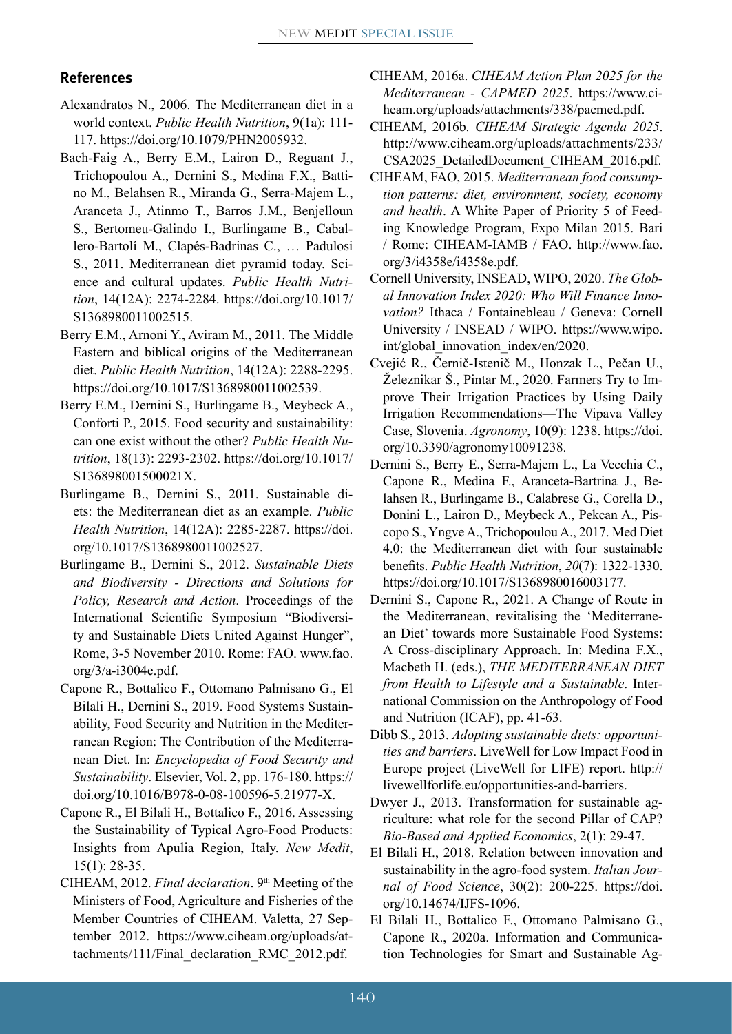## References

Alexandratos N., 2006. The Mediterranean diet in a world context. *Public Health Nutrition*, 9(1a): 111-117. https://doi.org/10.1079/PHN2005932.

Bach-Faig A., Berry E.M., Lairon D., Reguant J., Trichopoulou A., Dernini S., Medina F.X., Battino M., Belahsen R., Miranda G., Serra-Majem L., Aranceta J., Atinmo T., Barros J.M., Benjelloun S., Bertomeu-Galindo I., Burlingame B., Caballero-Bartolí M., Clapés-Badrinas C., … Padulosi S., 2011. Mediterranean diet pyramid today. Science and cultural updates. *Public Health Nutrition*, 14(12A): 2274-2284. https://doi.org/10.1017/S1368980011002515.

Berry E.M., Arnoni Y., Aviram M., 2011. The Middle Eastern and biblical origins of the Mediterranean diet. *Public Health Nutrition*, 14(12A): 2288-2295. https://doi.org/10.1017/S1368980011002539.

Berry E.M., Dernini S., Burlingame B., Meybeck A., Conforti P., 2015. Food security and sustainability: can one exist without the other? *Public Health Nutrition*, 18(13): 2293-2302. https://doi.org/10.1017/S136898001500021X.

Burlingame B., Dernini S., 2011. Sustainable diets: the Mediterranean diet as an example. *Public Health Nutrition*, 14(12A): 2285-2287. https://doi.org/10.1017/S1368980011002527.

Burlingame B., Dernini S., 2012. *Sustainable Diets and Biodiversity - Directions and Solutions for Policy, Research and Action*. Proceedings of the International Scientific Symposium "Biodiversity and Sustainable Diets United Against Hunger", Rome, 3-5 November 2010. Rome: FAO. www.fao.org/3/a-i3004e.pdf.

Capone R., Bottalico F., Ottomano Palmisano G., El Bilali H., Dernini S., 2019. Food Systems Sustainability, Food Security and Nutrition in the Mediterranean Region: The Contribution of the Mediterranean Diet. In: *Encyclopedia of Food Security and Sustainability*. Elsevier, Vol. 2, pp. 176-180. https://doi.org/10.1016/B978-0-08-100596-5.21977-X.

Capone R., El Bilali H., Bottalico F., 2016. Assessing the Sustainability of Typical Agro-Food Products: Insights from Apulia Region, Italy. *New Medit*, 15(1): 28-35.

CIHEAM, 2012. *Final declaration*. 9th Meeting of the Ministers of Food, Agriculture and Fisheries of the Member Countries of CIHEAM. Valetta, 27 September 2012. https://www.ciheam.org/uploads/attachments/111/Final_declaration_RMC_2012.pdf.

CIHEAM, 2016a. *CIHEAM Action Plan 2025 for the Mediterranean - CAPMED 2025*. https://www.ciheam.org/uploads/attachments/338/pacmed.pdf.

CIHEAM, 2016b. *CIHEAM Strategic Agenda 2025*. http://www.ciheam.org/uploads/attachments/233/CSA2025_DetailedDocument_CIHEAM_2016.pdf.

CIHEAM, FAO, 2015. *Mediterranean food consumption patterns: diet, environment, society, economy and health*. A White Paper of Priority 5 of Feeding Knowledge Program, Expo Milan 2015. Bari / Rome: CIHEAM-IAMB / FAO. http://www.fao.org/3/i4358e/i4358e.pdf.

Cornell University, INSEAD, WIPO, 2020. *The Global Innovation Index 2020: Who Will Finance Innovation?* Ithaca / Fontainebleau / Geneva: Cornell University / INSEAD / WIPO. https://www.wipo.int/global_innovation_index/en/2020.

Cvejić R., Černič-Istenič M., Honzak L., Pečan U., Železnikar Š., Pintar M., 2020. Farmers Try to Improve Their Irrigation Practices by Using Daily Irrigation Recommendations—The Vipava Valley Case, Slovenia. *Agronomy*, 10(9): 1238. https://doi.org/10.3390/agronomy10091238.

Dernini S., Berry E., Serra-Majem L., La Vecchia C., Capone R., Medina F., Aranceta-Bartrina J., Belahsen R., Burlingame B., Calabrese G., Corella D., Donini L., Lairon D., Meybeck A., Pekcan A., Piscopo S., Yngve A., Trichopoulou A., 2017. Med Diet 4.0: the Mediterranean diet with four sustainable benefits. *Public Health Nutrition*, *20*(7): 1322-1330. https://doi.org/10.1017/S1368980016003177.

Dernini S., Capone R., 2021. A Change of Route in the Mediterranean, revitalising the 'Mediterranean Diet' towards more Sustainable Food Systems: A Cross-disciplinary Approach. In: Medina F.X., Macbeth H. (eds.), *THE MEDITERRANEAN DIET from Health to Lifestyle and a Sustainable*. International Commission on the Anthropology of Food and Nutrition (ICAF), pp. 41-63.

Dibb S., 2013. *Adopting sustainable diets: opportunities and barriers*. LiveWell for Low Impact Food in Europe project (LiveWell for LIFE) report. http://livewellforlife.eu/opportunities-and-barriers.

Dwyer J., 2013. Transformation for sustainable agriculture: what role for the second Pillar of CAP? *Bio-Based and Applied Economics*, 2(1): 29-47.

El Bilali H., 2018. Relation between innovation and sustainability in the agro-food system. *Italian Journal of Food Science*, 30(2): 200-225. https://doi.org/10.14674/IJFS-1096.

El Bilali H., Bottalico F., Ottomano Palmisano G., Capone R., 2020a. Information and Communication Technologies for Smart and Sustainable Ag-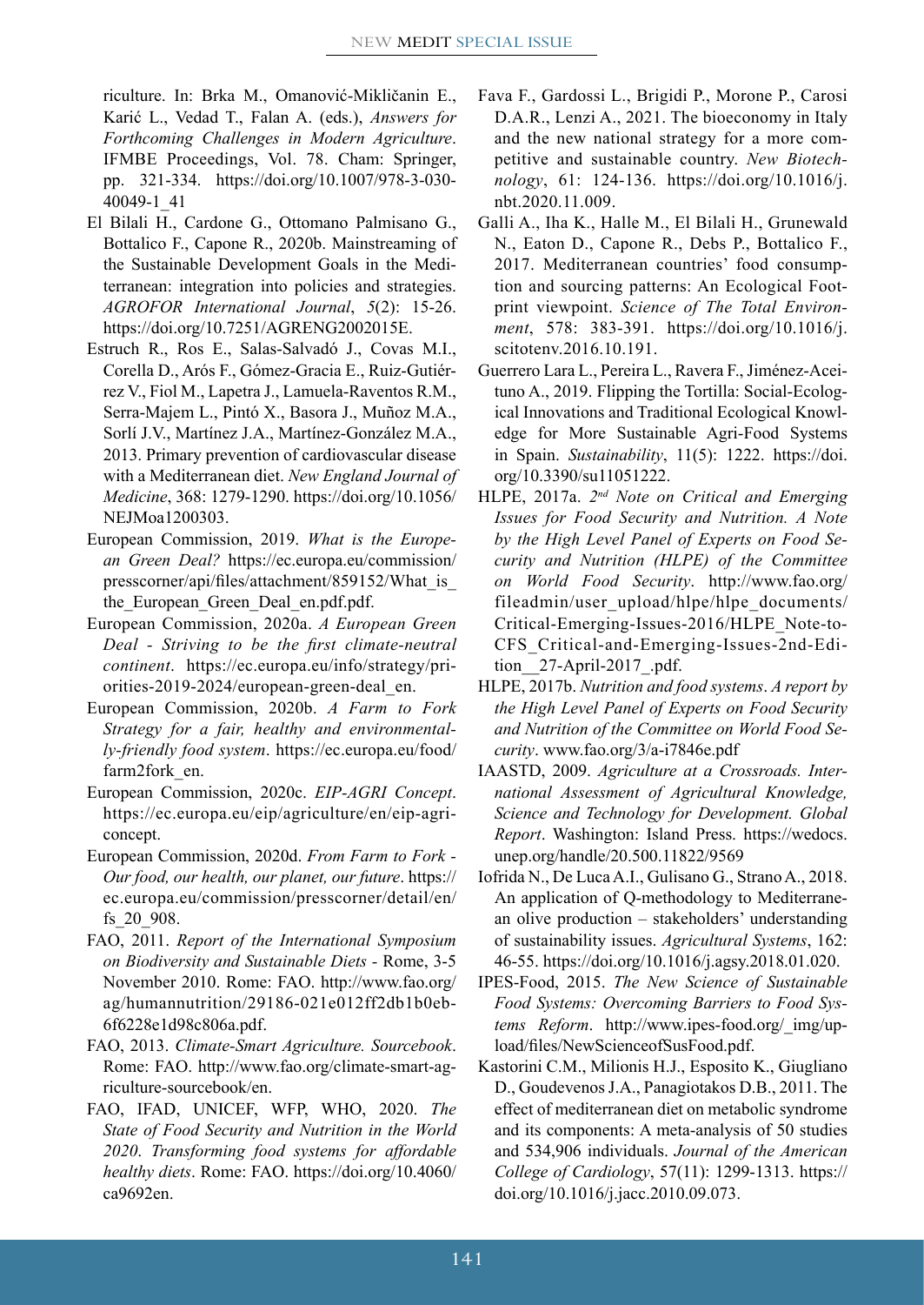riculture. In: Brka M., Omanović-Mikličanin E., Karić L., Vedad T., Falan A. (eds.), *Answers for Forthcoming Challenges in Modern Agriculture*. IFMBE Proceedings, Vol. 78. Cham: Springer, pp. 321-334. https://doi.org/10.1007/978-3-030-40049-1_41

El Bilali H., Cardone G., Ottomano Palmisano G., Bottalico F., Capone R., 2020b. Mainstreaming of the Sustainable Development Goals in the Mediterranean: integration into policies and strategies. *AGROFOR International Journal*, *5*(2): 15-26. https://doi.org/10.7251/AGRENG2002015E.

Estruch R., Ros E., Salas-Salvadó J., Covas M.I., Corella D., Arós F., Gómez-Gracia E., Ruiz-Gutiérrez V., Fiol M., Lapetra J., Lamuela-Raventos R.M., Serra-Majem L., Pintó X., Basora J., Muñoz M.A., Sorlí J.V., Martínez J.A., Martínez-González M.A., 2013. Primary prevention of cardiovascular disease with a Mediterranean diet. *New England Journal of Medicine*, 368: 1279-1290. https://doi.org/10.1056/NEJMoa1200303.

European Commission, 2019. *What is the European Green Deal?* https://ec.europa.eu/commission/presscorner/api/files/attachment/859152/What_is_the_European_Green_Deal_en.pdf.pdf.

European Commission, 2020a. *A European Green Deal - Striving to be the first climate-neutral continent*. https://ec.europa.eu/info/strategy/priorities-2019-2024/european-green-deal_en.

European Commission, 2020b. *A Farm to Fork Strategy for a fair, healthy and environmentally-friendly food system*. https://ec.europa.eu/food/farm2fork_en.

European Commission, 2020c. *EIP-AGRI Concept*. https://ec.europa.eu/eip/agriculture/en/eip-agri-concept.

European Commission, 2020d. *From Farm to Fork - Our food, our health, our planet, our future*. https://ec.europa.eu/commission/presscorner/detail/en/fs_20_908.

FAO, 2011. *Report of the International Symposium on Biodiversity and Sustainable Diets* - Rome, 3-5 November 2010. Rome: FAO. http://www.fao.org/ag/humannutrition/29186-021e012ff2db1b0eb6f6228e1d98c806a.pdf.

FAO, 2013. *Climate-Smart Agriculture. Sourcebook*. Rome: FAO. http://www.fao.org/climate-smart-agriculture-sourcebook/en.

FAO, IFAD, UNICEF, WFP, WHO, 2020. *The State of Food Security and Nutrition in the World 2020. Transforming food systems for affordable healthy diets*. Rome: FAO. https://doi.org/10.4060/ca9692en.

Fava F., Gardossi L., Brigidi P., Morone P., Carosi D.A.R., Lenzi A., 2021. The bioeconomy in Italy and the new national strategy for a more competitive and sustainable country. *New Biotechnology*, 61: 124-136. https://doi.org/10.1016/j.nbt.2020.11.009.

Galli A., Iha K., Halle M., El Bilali H., Grunewald N., Eaton D., Capone R., Debs P., Bottalico F., 2017. Mediterranean countries' food consumption and sourcing patterns: An Ecological Footprint viewpoint. *Science of The Total Environment*, 578: 383-391. https://doi.org/10.1016/j.scitotenv.2016.10.191.

Guerrero Lara L., Pereira L., Ravera F., Jiménez-Aceituno A., 2019. Flipping the Tortilla: Social-Ecological Innovations and Traditional Ecological Knowledge for More Sustainable Agri-Food Systems in Spain. *Sustainability*, 11(5): 1222. https://doi.org/10.3390/su11051222.

HLPE, 2017a. *2nd Note on Critical and Emerging Issues for Food Security and Nutrition. A Note by the High Level Panel of Experts on Food Security and Nutrition (HLPE) of the Committee on World Food Security*. http://www.fao.org/fileadmin/user_upload/hlpe/hlpe_documents/Critical-Emerging-Issues-2016/HLPE_Note-to-CFS_Critical-and-Emerging-Issues-2nd-Edition__27-April-2017_.pdf.

HLPE, 2017b. *Nutrition and food systems*. *A report by the High Level Panel of Experts on Food Security and Nutrition of the Committee on World Food Security*. www.fao.org/3/a-i7846e.pdf

IAASTD, 2009. *Agriculture at a Crossroads. International Assessment of Agricultural Knowledge, Science and Technology for Development. Global Report*. Washington: Island Press. https://wedocs.unep.org/handle/20.500.11822/9569

Iofrida N., De Luca A.I., Gulisano G., Strano A., 2018. An application of Q-methodology to Mediterranean olive production – stakeholders' understanding of sustainability issues. *Agricultural Systems*, 162: 46-55. https://doi.org/10.1016/j.agsy.2018.01.020.

IPES-Food, 2015. *The New Science of Sustainable Food Systems: Overcoming Barriers to Food Systems Reform*. http://www.ipes-food.org/_img/upload/files/NewScienceofSusFood.pdf.

Kastorini C.M., Milionis H.J., Esposito K., Giugliano D., Goudevenos J.A., Panagiotakos D.B., 2011. The effect of mediterranean diet on metabolic syndrome and its components: A meta-analysis of 50 studies and 534,906 individuals. *Journal of the American College of Cardiology*, 57(11): 1299-1313. https://doi.org/10.1016/j.jacc.2010.09.073.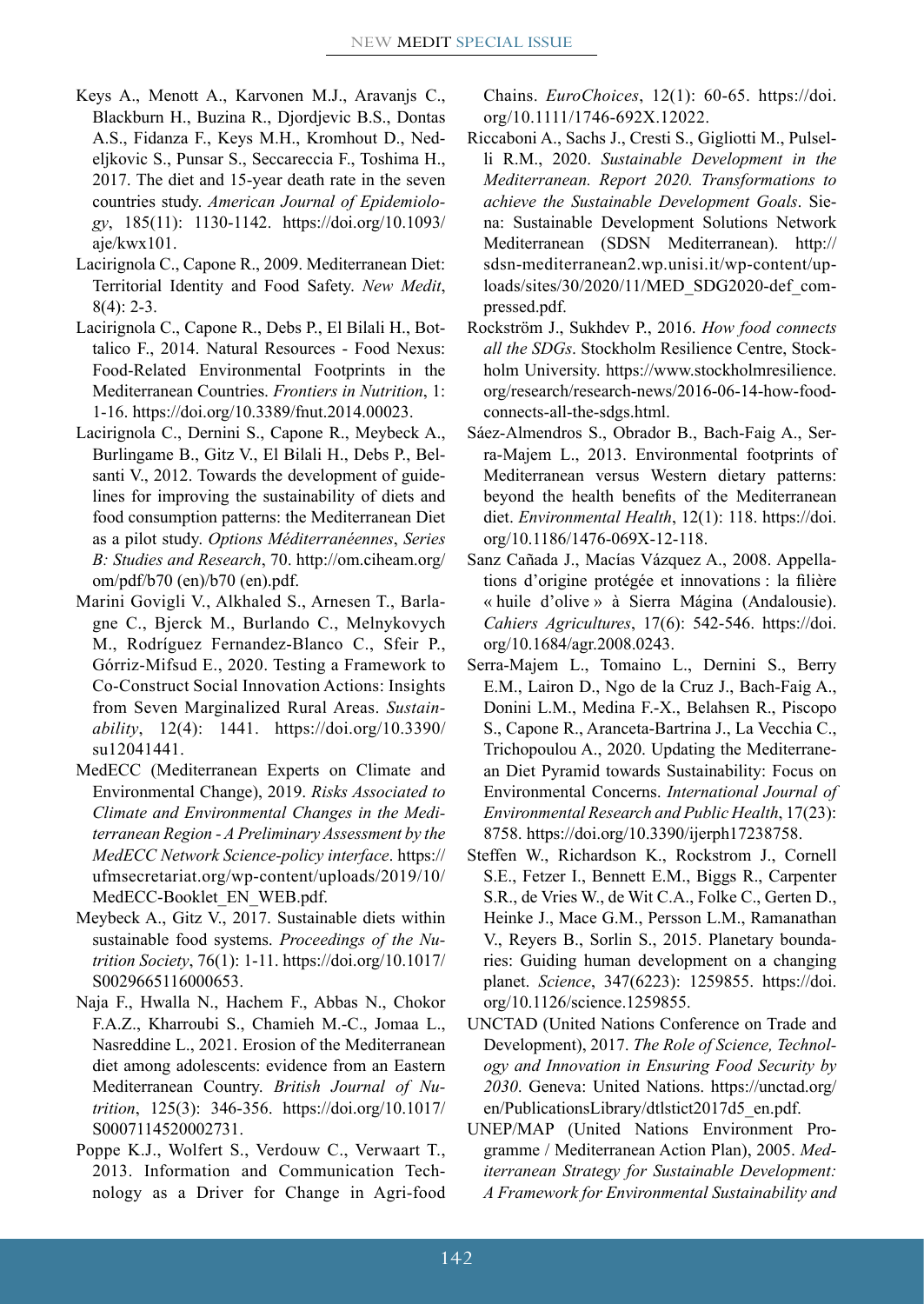Keys A., Menott A., Karvonen M.J., Aravanjs C., Blackburn H., Buzina R., Djordjevic B.S., Dontas A.S., Fidanza F., Keys M.H., Kromhout D., Nedeljkovic S., Punsar S., Seccareccia F., Toshima H., 2017. The diet and 15-year death rate in the seven countries study. *American Journal of Epidemiology*, 185(11): 1130-1142. https://doi.org/10.1093/aje/kwx101.

Lacirignola C., Capone R., 2009. Mediterranean Diet: Territorial Identity and Food Safety. *New Medit*, 8(4): 2-3.

Lacirignola C., Capone R., Debs P., El Bilali H., Bottalico F., 2014. Natural Resources - Food Nexus: Food-Related Environmental Footprints in the Mediterranean Countries. *Frontiers in Nutrition*, 1: 1-16. https://doi.org/10.3389/fnut.2014.00023.

Lacirignola C., Dernini S., Capone R., Meybeck A., Burlingame B., Gitz V., El Bilali H., Debs P., Belsanti V., 2012. Towards the development of guidelines for improving the sustainability of diets and food consumption patterns: the Mediterranean Diet as a pilot study. *Options Méditerranéennes*, *Series B: Studies and Research*, 70. http://om.ciheam.org/om/pdf/b70 (en)/b70 (en).pdf.

Marini Govigli V., Alkhaled S., Arnesen T., Barlagne C., Bjerck M., Burlando C., Melnykovych M., Rodríguez Fernandez-Blanco C., Sfeir P., Górriz-Mifsud E., 2020. Testing a Framework to Co-Construct Social Innovation Actions: Insights from Seven Marginalized Rural Areas. *Sustainability*, 12(4): 1441. https://doi.org/10.3390/su12041441.

MedECC (Mediterranean Experts on Climate and Environmental Change), 2019. *Risks Associated to Climate and Environmental Changes in the Mediterranean Region - A Preliminary Assessment by the MedECC Network Science-policy interface*. https://ufmsecretariat.org/wp-content/uploads/2019/10/MedECC-Booklet_EN_WEB.pdf.

Meybeck A., Gitz V., 2017. Sustainable diets within sustainable food systems. *Proceedings of the Nutrition Society*, 76(1): 1-11. https://doi.org/10.1017/S0029665116000653.

Naja F., Hwalla N., Hachem F., Abbas N., Chokor F.A.Z., Kharroubi S., Chamieh M.-C., Jomaa L., Nasreddine L., 2021. Erosion of the Mediterranean diet among adolescents: evidence from an Eastern Mediterranean Country. *British Journal of Nutrition*, 125(3): 346-356. https://doi.org/10.1017/S0007114520002731.

Poppe K.J., Wolfert S., Verdouw C., Verwaart T., 2013. Information and Communication Technology as a Driver for Change in Agri-food Chains. *EuroChoices*, 12(1): 60-65. https://doi.org/10.1111/1746-692X.12022.

Riccaboni A., Sachs J., Cresti S., Gigliotti M., Pulselli R.M., 2020. *Sustainable Development in the Mediterranean. Report 2020. Transformations to achieve the Sustainable Development Goals*. Siena: Sustainable Development Solutions Network Mediterranean (SDSN Mediterranean). http://sdsn-mediterranean2.wp.unisi.it/wp-content/uploads/sites/30/2020/11/MED_SDG2020-def_compressed.pdf.

Rockström J., Sukhdev P., 2016. *How food connects all the SDGs*. Stockholm Resilience Centre, Stockholm University. https://www.stockholmresilience.org/research/research-news/2016-06-14-how-food-connects-all-the-sdgs.html.

Sáez-Almendros S., Obrador B., Bach-Faig A., Serra-Majem L., 2013. Environmental footprints of Mediterranean versus Western dietary patterns: beyond the health benefits of the Mediterranean diet. *Environmental Health*, 12(1): 118. https://doi.org/10.1186/1476-069X-12-118.

Sanz Cañada J., Macías Vázquez A., 2008. Appellations d'origine protégée et innovations : la filière « huile d'olive » à Sierra Mágina (Andalousie). *Cahiers Agricultures*, 17(6): 542-546. https://doi.org/10.1684/agr.2008.0243.

Serra-Majem L., Tomaino L., Dernini S., Berry E.M., Lairon D., Ngo de la Cruz J., Bach-Faig A., Donini L.M., Medina F.-X., Belahsen R., Piscopo S., Capone R., Aranceta-Bartrina J., La Vecchia C., Trichopoulou A., 2020. Updating the Mediterranean Diet Pyramid towards Sustainability: Focus on Environmental Concerns. *International Journal of Environmental Research and Public Health*, 17(23): 8758. https://doi.org/10.3390/ijerph17238758.

Steffen W., Richardson K., Rockstrom J., Cornell S.E., Fetzer I., Bennett E.M., Biggs R., Carpenter S.R., de Vries W., de Wit C.A., Folke C., Gerten D., Heinke J., Mace G.M., Persson L.M., Ramanathan V., Reyers B., Sorlin S., 2015. Planetary boundaries: Guiding human development on a changing planet. *Science*, 347(6223): 1259855. https://doi.org/10.1126/science.1259855.

UNCTAD (United Nations Conference on Trade and Development), 2017. *The Role of Science, Technology and Innovation in Ensuring Food Security by 2030*. Geneva: United Nations. https://unctad.org/en/PublicationsLibrary/dtlstict2017d5_en.pdf.

UNEP/MAP (United Nations Environment Programme / Mediterranean Action Plan), 2005. *Mediterranean Strategy for Sustainable Development: A Framework for Environmental Sustainability and*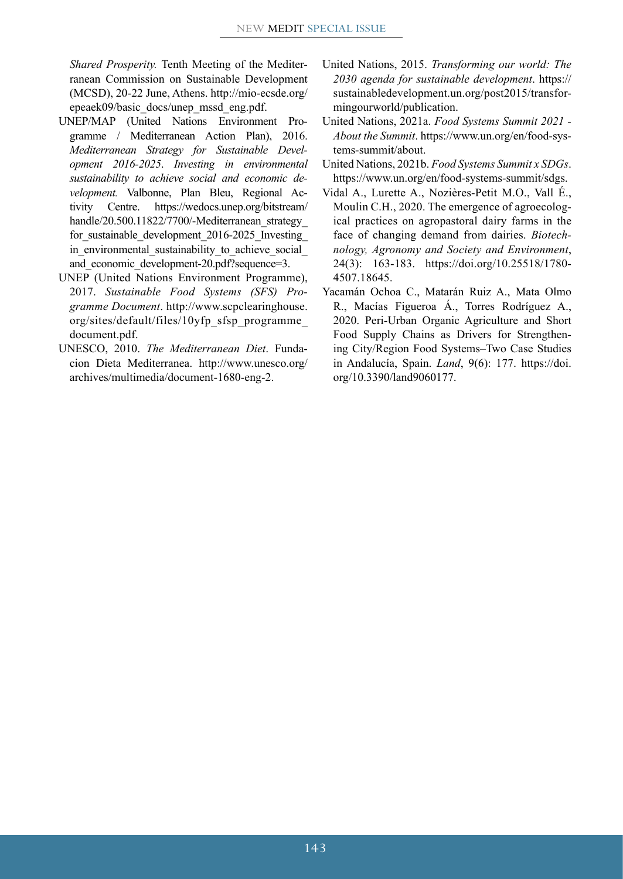*Shared Prosperity.* Tenth Meeting of the Mediterranean Commission on Sustainable Development (MCSD), 20-22 June, Athens. http://mio-ecsde.org/epeaek09/basic_docs/unep_mssd_eng.pdf.

UNEP/MAP (United Nations Environment Programme / Mediterranean Action Plan), 2016. *Mediterranean Strategy for Sustainable Development 2016-2025. Investing in environmental sustainability to achieve social and economic development.* Valbonne, Plan Bleu, Regional Activity Centre. https://wedocs.unep.org/bitstream/handle/20.500.11822/7700/-Mediterranean_strategy_for_sustainable_development_2016-2025_Investing_in_environmental_sustainability_to_achieve_social_and_economic_development-20.pdf?sequence=3.

UNEP (United Nations Environment Programme), 2017. *Sustainable Food Systems (SFS) Programme Document*. http://www.scpclearinghouse.org/sites/default/files/10yfp_sfsp_programme_document.pdf.

UNESCO, 2010. *The Mediterranean Diet*. Fundacion Dieta Mediterranea. http://www.unesco.org/archives/multimedia/document-1680-eng-2.

United Nations, 2015. *Transforming our world: The 2030 agenda for sustainable development*. https://sustainabledevelopment.un.org/post2015/transformingourworld/publication.

United Nations, 2021a. *Food Systems Summit 2021 - About the Summit*. https://www.un.org/en/food-systems-summit/about.

United Nations, 2021b. *Food Systems Summit x SDGs*. https://www.un.org/en/food-systems-summit/sdgs.

Vidal A., Lurette A., Nozières-Petit M.O., Vall É., Moulin C.H., 2020. The emergence of agroecological practices on agropastoral dairy farms in the face of changing demand from dairies. *Biotechnology, Agronomy and Society and Environment*, 24(3): 163-183. https://doi.org/10.25518/1780-4507.18645.

Yacamán Ochoa C., Matarán Ruiz A., Mata Olmo R., Macías Figueroa Á., Torres Rodríguez A., 2020. Peri-Urban Organic Agriculture and Short Food Supply Chains as Drivers for Strengthening City/Region Food Systems–Two Case Studies in Andalucía, Spain. *Land*, 9(6): 177. https://doi.org/10.3390/land9060177.